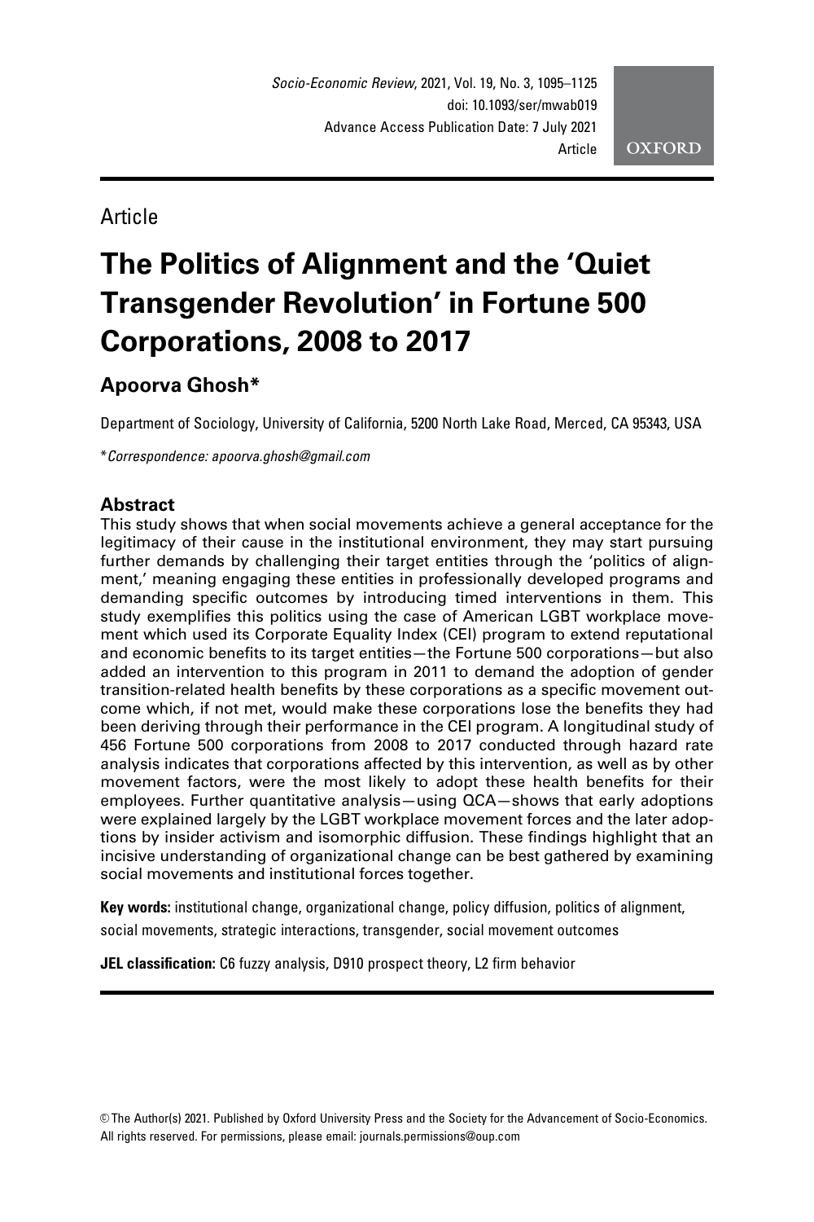Article

# The Politics of Alignment and the 'Quiet Transgender Revolution' in Fortune 500 Corporations, 2008 to 2017

**Apoorva Ghosh***

Department of Sociology, University of California, 5200 North Lake Road, Merced, CA 95343, USA

**Correspondence: apoorva.ghosh@gmail.com*

## Abstract

This study shows that when social movements achieve a general acceptance for the legitimacy of their cause in the institutional environment, they may start pursuing further demands by challenging their target entities through the 'politics of alignment,' meaning engaging these entities in professionally developed programs and demanding specific outcomes by introducing timed interventions in them. This study exemplifies this politics using the case of American LGBT workplace movement which used its Corporate Equality Index (CEI) program to extend reputational and economic benefits to its target entities—the Fortune 500 corporations—but also added an intervention to this program in 2011 to demand the adoption of gender transition-related health benefits by these corporations as a specific movement outcome which, if not met, would make these corporations lose the benefits they had been deriving through their performance in the CEI program. A longitudinal study of 456 Fortune 500 corporations from 2008 to 2017 conducted through hazard rate analysis indicates that corporations affected by this intervention, as well as by other movement factors, were the most likely to adopt these health benefits for their employees. Further quantitative analysis—using QCA—shows that early adoptions were explained largely by the LGBT workplace movement forces and the later adoptions by insider activism and isomorphic diffusion. These findings highlight that an incisive understanding of organizational change can be best gathered by examining social movements and institutional forces together.

**Key words:** institutional change, organizational change, policy diffusion, politics of alignment, social movements, strategic interactions, transgender, social movement outcomes

**JEL classification:** C6 fuzzy analysis, D910 prospect theory, L2 firm behavior

© The Author(s) 2021. Published by Oxford University Press and the Society for the Advancement of Socio-Economics. All rights reserved. For permissions, please email: journals.permissions@oup.com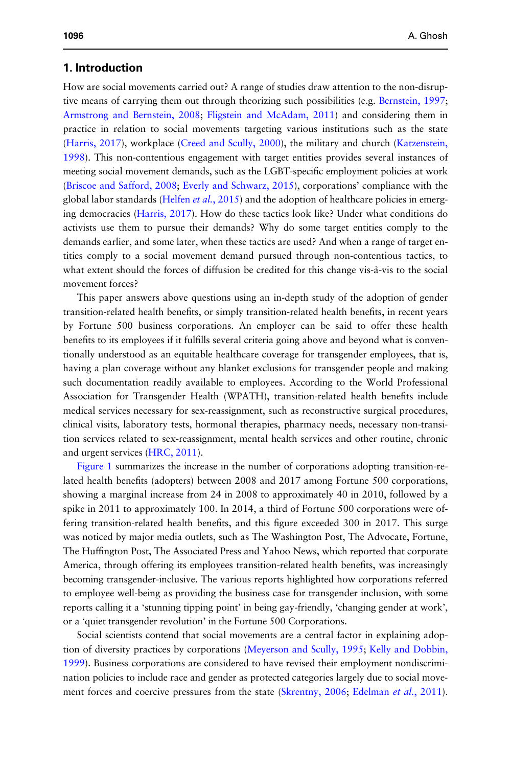## 1. Introduction

How are social movements carried out? A range of studies draw attention to the non-disruptive means of carrying them out through theorizing such possibilities (e.g. Bernstein, 1997; Armstrong and Bernstein, 2008; Fligstein and McAdam, 2011) and considering them in practice in relation to social movements targeting various institutions such as the state (Harris, 2017), workplace (Creed and Scully, 2000), the military and church (Katzenstein, 1998). This non-contentious engagement with target entities provides several instances of meeting social movement demands, such as the LGBT-specific employment policies at work (Briscoe and Safford, 2008; Everly and Schwarz, 2015), corporations' compliance with the global labor standards (Helfen *et al.*, 2015) and the adoption of healthcare policies in emerging democracies (Harris, 2017). How do these tactics look like? Under what conditions do activists use them to pursue their demands? Why do some target entities comply to the demands earlier, and some later, when these tactics are used? And when a range of target entities comply to a social movement demand pursued through non-contentious tactics, to what extent should the forces of diffusion be credited for this change vis-à-vis to the social movement forces?

This paper answers above questions using an in-depth study of the adoption of gender transition-related health benefits, or simply transition-related health benefits, in recent years by Fortune 500 business corporations. An employer can be said to offer these health benefits to its employees if it fulfills several criteria going above and beyond what is conventionally understood as an equitable healthcare coverage for transgender employees, that is, having a plan coverage without any blanket exclusions for transgender people and making such documentation readily available to employees. According to the World Professional Association for Transgender Health (WPATH), transition-related health benefits include medical services necessary for sex-reassignment, such as reconstructive surgical procedures, clinical visits, laboratory tests, hormonal therapies, pharmacy needs, necessary non-transition services related to sex-reassignment, mental health services and other routine, chronic and urgent services (HRC, 2011).

Figure 1 summarizes the increase in the number of corporations adopting transition-related health benefits (adopters) between 2008 and 2017 among Fortune 500 corporations, showing a marginal increase from 24 in 2008 to approximately 40 in 2010, followed by a spike in 2011 to approximately 100. In 2014, a third of Fortune 500 corporations were offering transition-related health benefits, and this figure exceeded 300 in 2017. This surge was noticed by major media outlets, such as The Washington Post, The Advocate, Fortune, The Huffington Post, The Associated Press and Yahoo News, which reported that corporate America, through offering its employees transition-related health benefits, was increasingly becoming transgender-inclusive. The various reports highlighted how corporations referred to employee well-being as providing the business case for transgender inclusion, with some reports calling it a 'stunning tipping point' in being gay-friendly, 'changing gender at work', or a 'quiet transgender revolution' in the Fortune 500 Corporations.

Social scientists contend that social movements are a central factor in explaining adoption of diversity practices by corporations (Meyerson and Scully, 1995; Kelly and Dobbin, 1999). Business corporations are considered to have revised their employment nondiscrimination policies to include race and gender as protected categories largely due to social movement forces and coercive pressures from the state (Skrentny, 2006; Edelman *et al.*, 2011).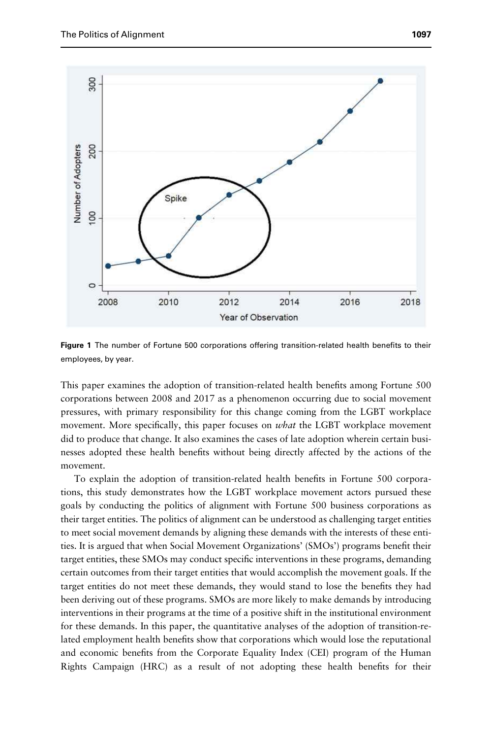**Figure 1** The number of Fortune 500 corporations offering transition-related health benefits to their employees, by year.

This paper examines the adoption of transition-related health benefits among Fortune 500 corporations between 2008 and 2017 as a phenomenon occurring due to social movement pressures, with primary responsibility for this change coming from the LGBT workplace movement. More specifically, this paper focuses on *what* the LGBT workplace movement did to produce that change. It also examines the cases of late adoption wherein certain businesses adopted these health benefits without being directly affected by the actions of the movement.

To explain the adoption of transition-related health benefits in Fortune 500 corporations, this study demonstrates how the LGBT workplace movement actors pursued these goals by conducting the politics of alignment with Fortune 500 business corporations as their target entities. The politics of alignment can be understood as challenging target entities to meet social movement demands by aligning these demands with the interests of these entities. It is argued that when Social Movement Organizations' (SMOs') programs benefit their target entities, these SMOs may conduct specific interventions in these programs, demanding certain outcomes from their target entities that would accomplish the movement goals. If the target entities do not meet these demands, they would stand to lose the benefits they had been deriving out of these programs. SMOs are more likely to make demands by introducing interventions in their programs at the time of a positive shift in the institutional environment for these demands. In this paper, the quantitative analyses of the adoption of transition-related employment health benefits show that corporations which would lose the reputational and economic benefits from the Corporate Equality Index (CEI) program of the Human Rights Campaign (HRC) as a result of not adopting these health benefits for their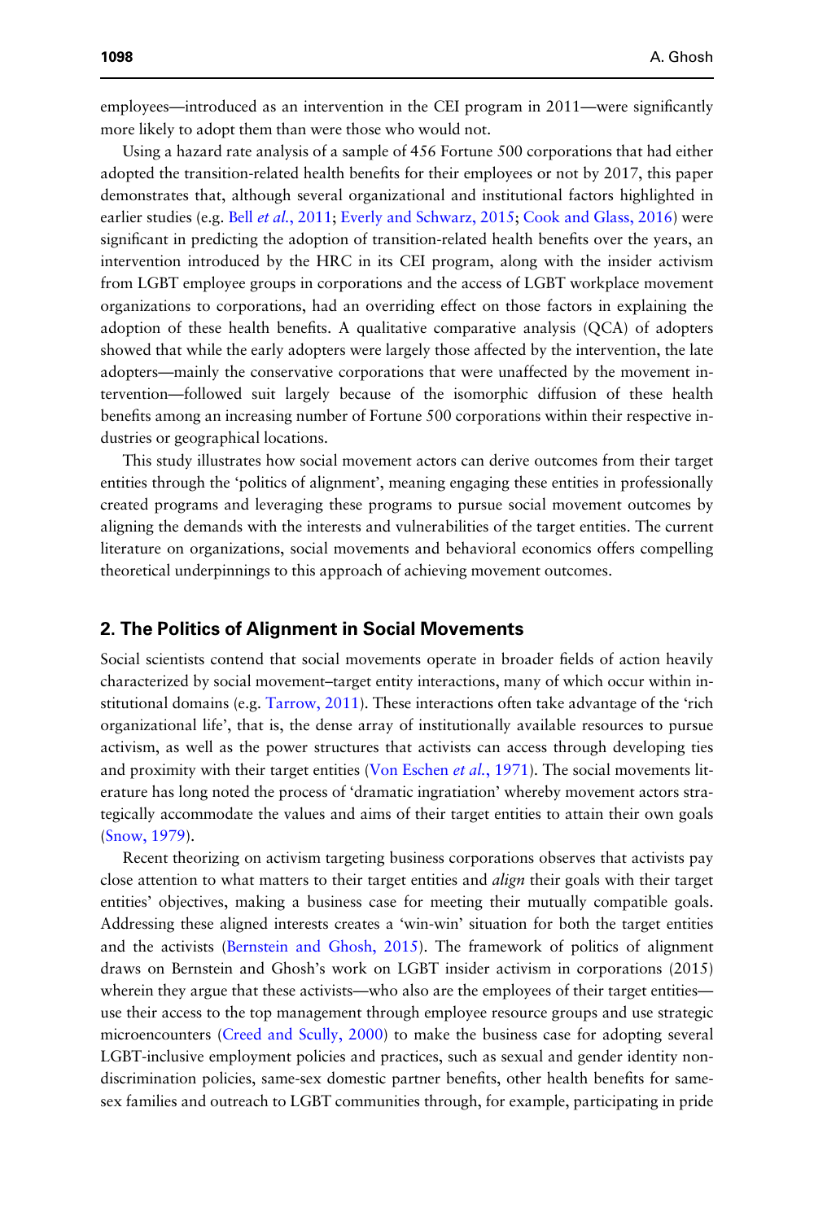employees—introduced as an intervention in the CEI program in 2011—were significantly more likely to adopt them than were those who would not.

Using a hazard rate analysis of a sample of 456 Fortune 500 corporations that had either adopted the transition-related health benefits for their employees or not by 2017, this paper demonstrates that, although several organizational and institutional factors highlighted in earlier studies (e.g. Bell *et al.*, 2011; Everly and Schwarz, 2015; Cook and Glass, 2016) were significant in predicting the adoption of transition-related health benefits over the years, an intervention introduced by the HRC in its CEI program, along with the insider activism from LGBT employee groups in corporations and the access of LGBT workplace movement organizations to corporations, had an overriding effect on those factors in explaining the adoption of these health benefits. A qualitative comparative analysis (QCA) of adopters showed that while the early adopters were largely those affected by the intervention, the late adopters—mainly the conservative corporations that were unaffected by the movement intervention—followed suit largely because of the isomorphic diffusion of these health benefits among an increasing number of Fortune 500 corporations within their respective industries or geographical locations.

This study illustrates how social movement actors can derive outcomes from their target entities through the 'politics of alignment', meaning engaging these entities in professionally created programs and leveraging these programs to pursue social movement outcomes by aligning the demands with the interests and vulnerabilities of the target entities. The current literature on organizations, social movements and behavioral economics offers compelling theoretical underpinnings to this approach of achieving movement outcomes.

## 2. The Politics of Alignment in Social Movements

Social scientists contend that social movements operate in broader fields of action heavily characterized by social movement–target entity interactions, many of which occur within institutional domains (e.g. Tarrow, 2011). These interactions often take advantage of the 'rich organizational life', that is, the dense array of institutionally available resources to pursue activism, as well as the power structures that activists can access through developing ties and proximity with their target entities (Von Eschen *et al.*, 1971). The social movements literature has long noted the process of 'dramatic ingratiation' whereby movement actors strategically accommodate the values and aims of their target entities to attain their own goals (Snow, 1979).

Recent theorizing on activism targeting business corporations observes that activists pay close attention to what matters to their target entities and *align* their goals with their target entities' objectives, making a business case for meeting their mutually compatible goals. Addressing these aligned interests creates a 'win-win' situation for both the target entities and the activists (Bernstein and Ghosh, 2015). The framework of politics of alignment draws on Bernstein and Ghosh's work on LGBT insider activism in corporations (2015) wherein they argue that these activists—who also are the employees of their target entities—use their access to the top management through employee resource groups and use strategic microencounters (Creed and Scully, 2000) to make the business case for adopting several LGBT-inclusive employment policies and practices, such as sexual and gender identity nondiscrimination policies, same-sex domestic partner benefits, other health benefits for same-sex families and outreach to LGBT communities through, for example, participating in pride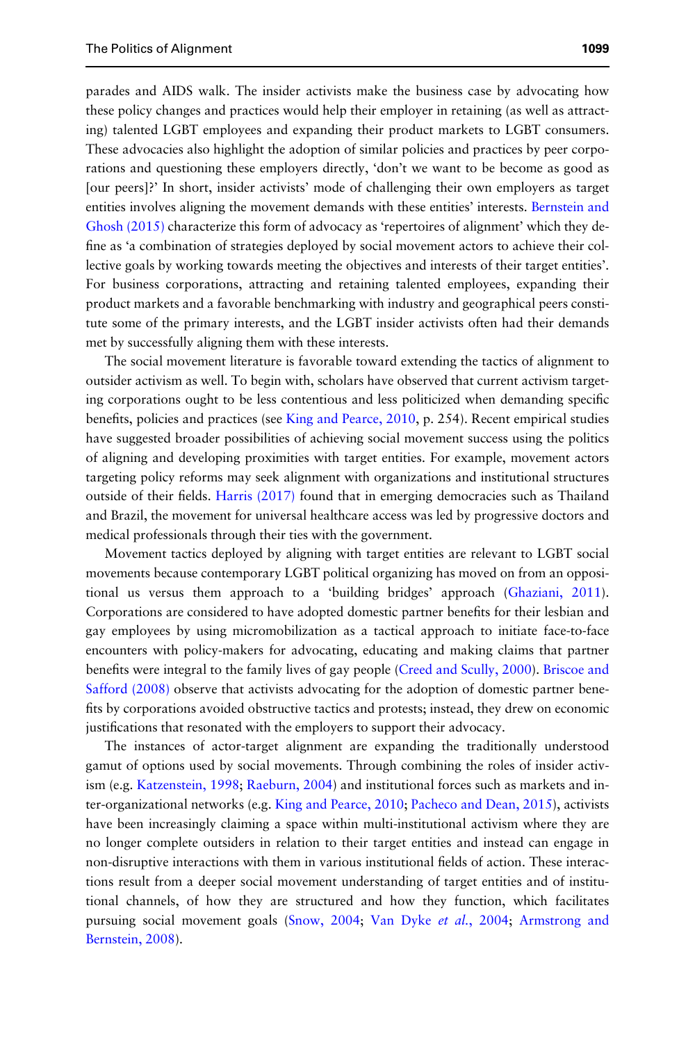parades and AIDS walk. The insider activists make the business case by advocating how these policy changes and practices would help their employer in retaining (as well as attracting) talented LGBT employees and expanding their product markets to LGBT consumers. These advocacies also highlight the adoption of similar policies and practices by peer corporations and questioning these employers directly, 'don't we want to be become as good as [our peers]?' In short, insider activists' mode of challenging their own employers as target entities involves aligning the movement demands with these entities' interests. Bernstein and Ghosh (2015) characterize this form of advocacy as 'repertoires of alignment' which they define as 'a combination of strategies deployed by social movement actors to achieve their collective goals by working towards meeting the objectives and interests of their target entities'. For business corporations, attracting and retaining talented employees, expanding their product markets and a favorable benchmarking with industry and geographical peers constitute some of the primary interests, and the LGBT insider activists often had their demands met by successfully aligning them with these interests.

The social movement literature is favorable toward extending the tactics of alignment to outsider activism as well. To begin with, scholars have observed that current activism targeting corporations ought to be less contentious and less politicized when demanding specific benefits, policies and practices (see King and Pearce, 2010, p. 254). Recent empirical studies have suggested broader possibilities of achieving social movement success using the politics of aligning and developing proximities with target entities. For example, movement actors targeting policy reforms may seek alignment with organizations and institutional structures outside of their fields. Harris (2017) found that in emerging democracies such as Thailand and Brazil, the movement for universal healthcare access was led by progressive doctors and medical professionals through their ties with the government.

Movement tactics deployed by aligning with target entities are relevant to LGBT social movements because contemporary LGBT political organizing has moved on from an oppositional us versus them approach to a 'building bridges' approach (Ghaziani, 2011). Corporations are considered to have adopted domestic partner benefits for their lesbian and gay employees by using micromobilization as a tactical approach to initiate face-to-face encounters with policy-makers for advocating, educating and making claims that partner benefits were integral to the family lives of gay people (Creed and Scully, 2000). Briscoe and Safford (2008) observe that activists advocating for the adoption of domestic partner benefits by corporations avoided obstructive tactics and protests; instead, they drew on economic justifications that resonated with the employers to support their advocacy.

The instances of actor-target alignment are expanding the traditionally understood gamut of options used by social movements. Through combining the roles of insider activism (e.g. Katzenstein, 1998; Raeburn, 2004) and institutional forces such as markets and inter-organizational networks (e.g. King and Pearce, 2010; Pacheco and Dean, 2015), activists have been increasingly claiming a space within multi-institutional activism where they are no longer complete outsiders in relation to their target entities and instead can engage in non-disruptive interactions with them in various institutional fields of action. These interactions result from a deeper social movement understanding of target entities and of institutional channels, of how they are structured and how they function, which facilitates pursuing social movement goals (Snow, 2004; Van Dyke *et al.*, 2004; Armstrong and Bernstein, 2008).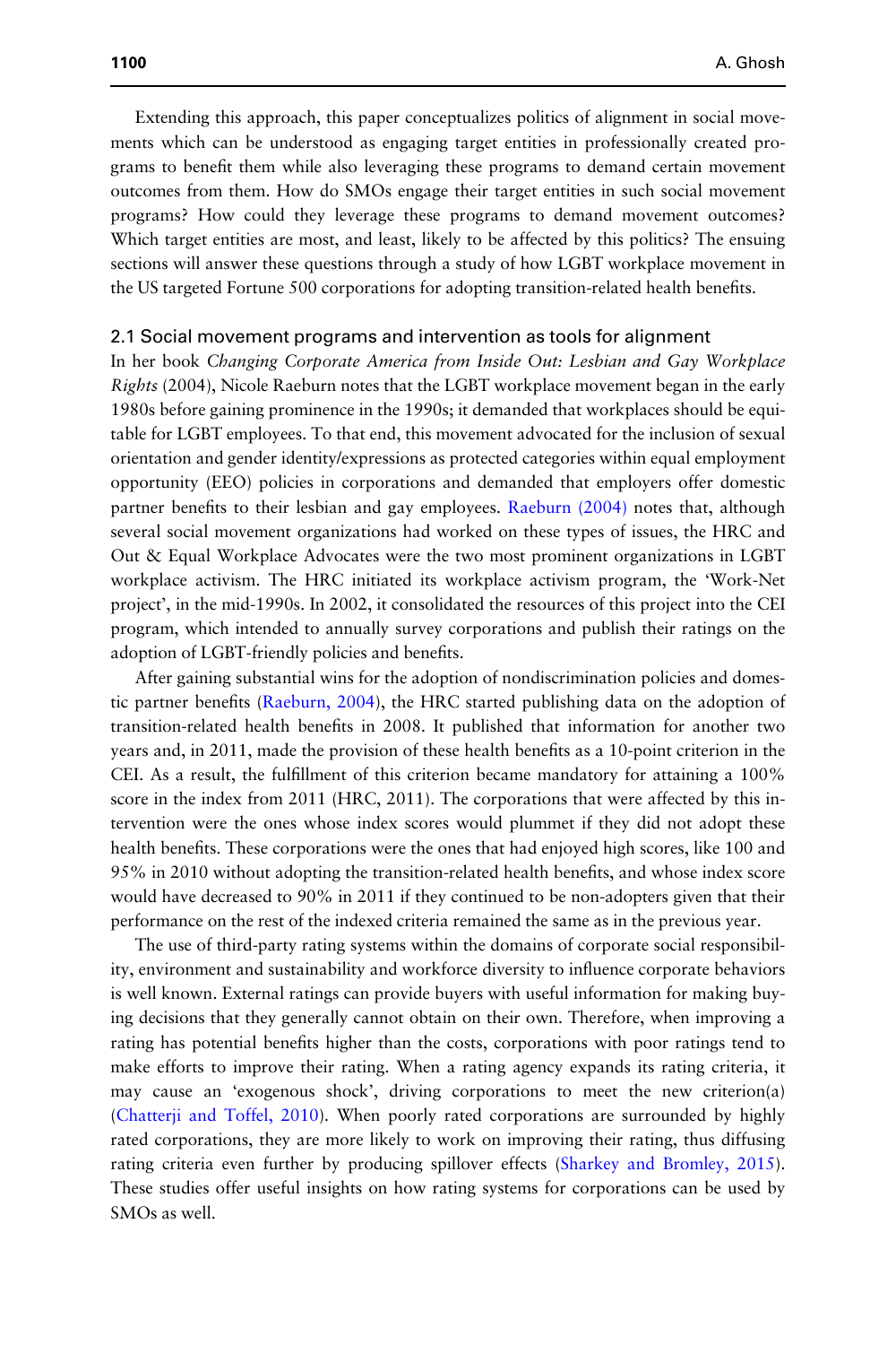Extending this approach, this paper conceptualizes politics of alignment in social movements which can be understood as engaging target entities in professionally created programs to benefit them while also leveraging these programs to demand certain movement outcomes from them. How do SMOs engage their target entities in such social movement programs? How could they leverage these programs to demand movement outcomes? Which target entities are most, and least, likely to be affected by this politics? The ensuing sections will answer these questions through a study of how LGBT workplace movement in the US targeted Fortune 500 corporations for adopting transition-related health benefits.

## 2.1 Social movement programs and intervention as tools for alignment

In her book *Changing Corporate America from Inside Out: Lesbian and Gay Workplace Rights* (2004), Nicole Raeburn notes that the LGBT workplace movement began in the early 1980s before gaining prominence in the 1990s; it demanded that workplaces should be equitable for LGBT employees. To that end, this movement advocated for the inclusion of sexual orientation and gender identity/expressions as protected categories within equal employment opportunity (EEO) policies in corporations and demanded that employers offer domestic partner benefits to their lesbian and gay employees. Raeburn (2004) notes that, although several social movement organizations had worked on these types of issues, the HRC and Out & Equal Workplace Advocates were the two most prominent organizations in LGBT workplace activism. The HRC initiated its workplace activism program, the 'Work-Net project', in the mid-1990s. In 2002, it consolidated the resources of this project into the CEI program, which intended to annually survey corporations and publish their ratings on the adoption of LGBT-friendly policies and benefits.

After gaining substantial wins for the adoption of nondiscrimination policies and domestic partner benefits (Raeburn, 2004), the HRC started publishing data on the adoption of transition-related health benefits in 2008. It published that information for another two years and, in 2011, made the provision of these health benefits as a 10-point criterion in the CEI. As a result, the fulfillment of this criterion became mandatory for attaining a 100% score in the index from 2011 (HRC, 2011). The corporations that were affected by this intervention were the ones whose index scores would plummet if they did not adopt these health benefits. These corporations were the ones that had enjoyed high scores, like 100 and 95% in 2010 without adopting the transition-related health benefits, and whose index score would have decreased to 90% in 2011 if they continued to be non-adopters given that their performance on the rest of the indexed criteria remained the same as in the previous year.

The use of third-party rating systems within the domains of corporate social responsibility, environment and sustainability and workforce diversity to influence corporate behaviors is well known. External ratings can provide buyers with useful information for making buying decisions that they generally cannot obtain on their own. Therefore, when improving a rating has potential benefits higher than the costs, corporations with poor ratings tend to make efforts to improve their rating. When a rating agency expands its rating criteria, it may cause an 'exogenous shock', driving corporations to meet the new criterion(a) (Chatterji and Toffel, 2010). When poorly rated corporations are surrounded by highly rated corporations, they are more likely to work on improving their rating, thus diffusing rating criteria even further by producing spillover effects (Sharkey and Bromley, 2015). These studies offer useful insights on how rating systems for corporations can be used by SMOs as well.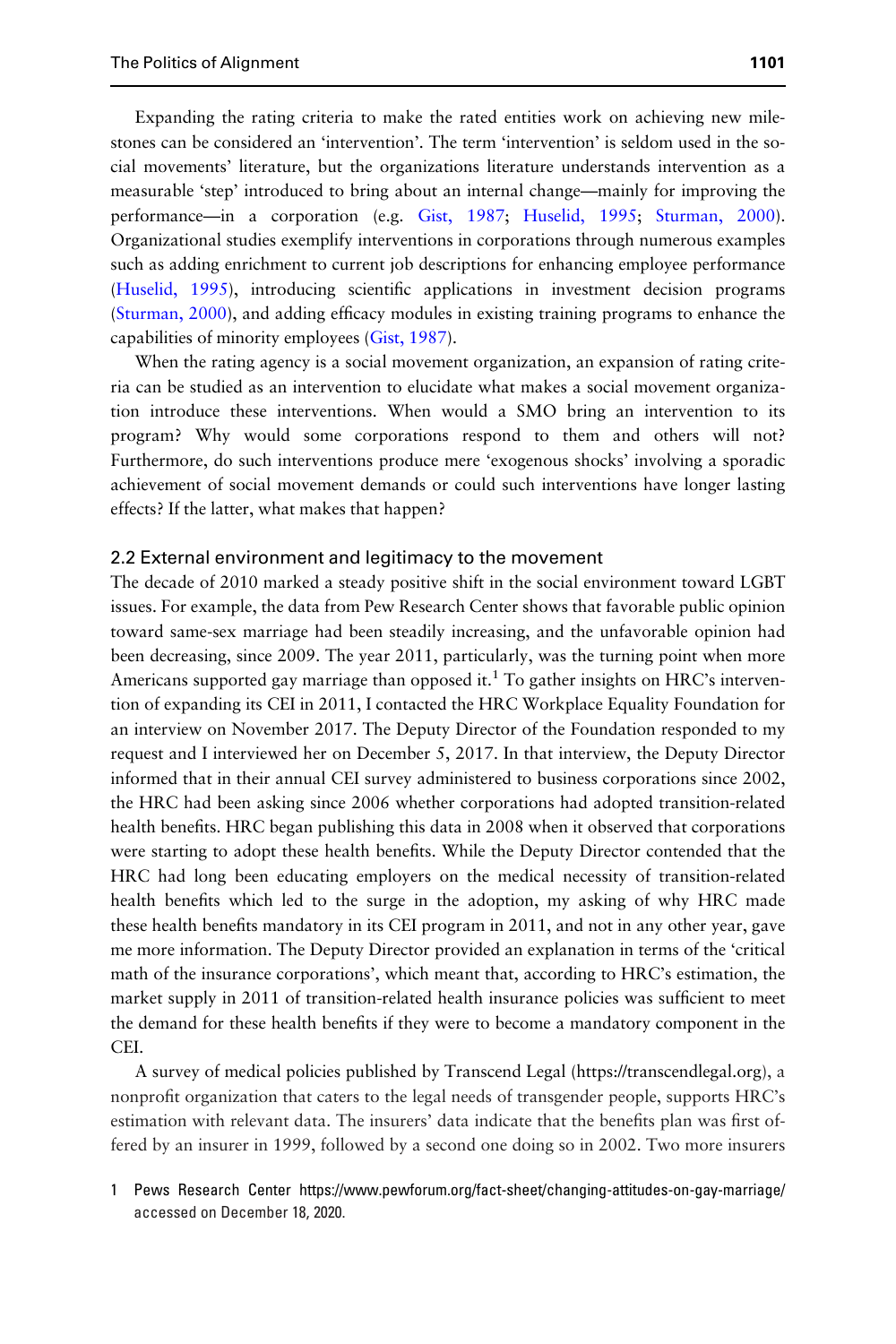Expanding the rating criteria to make the rated entities work on achieving new milestones can be considered an 'intervention'. The term 'intervention' is seldom used in the social movements' literature, but the organizations literature understands intervention as a measurable 'step' introduced to bring about an internal change—mainly for improving the performance—in a corporation (e.g. Gist, 1987; Huselid, 1995; Sturman, 2000). Organizational studies exemplify interventions in corporations through numerous examples such as adding enrichment to current job descriptions for enhancing employee performance (Huselid, 1995), introducing scientific applications in investment decision programs (Sturman, 2000), and adding efficacy modules in existing training programs to enhance the capabilities of minority employees (Gist, 1987).

When the rating agency is a social movement organization, an expansion of rating criteria can be studied as an intervention to elucidate what makes a social movement organization introduce these interventions. When would a SMO bring an intervention to its program? Why would some corporations respond to them and others will not? Furthermore, do such interventions produce mere 'exogenous shocks' involving a sporadic achievement of social movement demands or could such interventions have longer lasting effects? If the latter, what makes that happen?

### 2.2 External environment and legitimacy to the movement

The decade of 2010 marked a steady positive shift in the social environment toward LGBT issues. For example, the data from Pew Research Center shows that favorable public opinion toward same-sex marriage had been steadily increasing, and the unfavorable opinion had been decreasing, since 2009. The year 2011, particularly, was the turning point when more Americans supported gay marriage than opposed it.[1] To gather insights on HRC's intervention of expanding its CEI in 2011, I contacted the HRC Workplace Equality Foundation for an interview on November 2017. The Deputy Director of the Foundation responded to my request and I interviewed her on December 5, 2017. In that interview, the Deputy Director informed that in their annual CEI survey administered to business corporations since 2002, the HRC had been asking since 2006 whether corporations had adopted transition-related health benefits. HRC began publishing this data in 2008 when it observed that corporations were starting to adopt these health benefits. While the Deputy Director contended that the HRC had long been educating employers on the medical necessity of transition-related health benefits which led to the surge in the adoption, my asking of why HRC made these health benefits mandatory in its CEI program in 2011, and not in any other year, gave me more information. The Deputy Director provided an explanation in terms of the 'critical math of the insurance corporations', which meant that, according to HRC's estimation, the market supply in 2011 of transition-related health insurance policies was sufficient to meet the demand for these health benefits if they were to become a mandatory component in the CEI.

A survey of medical policies published by Transcend Legal (https://transcendlegal.org), a nonprofit organization that caters to the legal needs of transgender people, supports HRC's estimation with relevant data. The insurers' data indicate that the benefits plan was first offered by an insurer in 1999, followed by a second one doing so in 2002. Two more insurers

1 Pews Research Center https://www.pewforum.org/fact-sheet/changing-attitudes-on-gay-marriage/ accessed on December 18, 2020.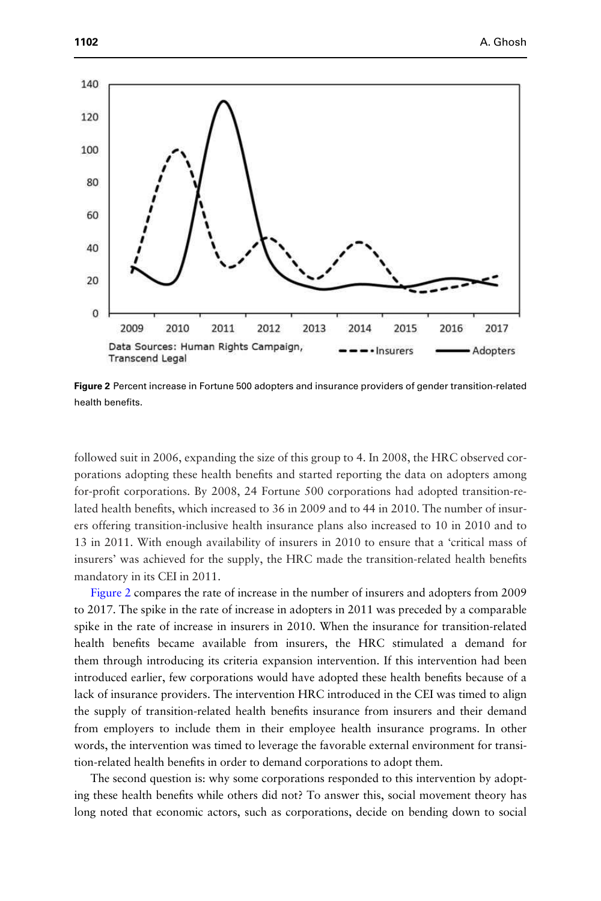**Figure 2** Percent increase in Fortune 500 adopters and insurance providers of gender transition-related health benefits.

followed suit in 2006, expanding the size of this group to 4. In 2008, the HRC observed corporations adopting these health benefits and started reporting the data on adopters among for-profit corporations. By 2008, 24 Fortune 500 corporations had adopted transition-related health benefits, which increased to 36 in 2009 and to 44 in 2010. The number of insurers offering transition-inclusive health insurance plans also increased to 10 in 2010 and to 13 in 2011. With enough availability of insurers in 2010 to ensure that a 'critical mass of insurers' was achieved for the supply, the HRC made the transition-related health benefits mandatory in its CEI in 2011.

Figure 2 compares the rate of increase in the number of insurers and adopters from 2009 to 2017. The spike in the rate of increase in adopters in 2011 was preceded by a comparable spike in the rate of increase in insurers in 2010. When the insurance for transition-related health benefits became available from insurers, the HRC stimulated a demand for them through introducing its criteria expansion intervention. If this intervention had been introduced earlier, few corporations would have adopted these health benefits because of a lack of insurance providers. The intervention HRC introduced in the CEI was timed to align the supply of transition-related health benefits insurance from insurers and their demand from employers to include them in their employee health insurance programs. In other words, the intervention was timed to leverage the favorable external environment for transition-related health benefits in order to demand corporations to adopt them.

The second question is: why some corporations responded to this intervention by adopting these health benefits while others did not? To answer this, social movement theory has long noted that economic actors, such as corporations, decide on bending down to social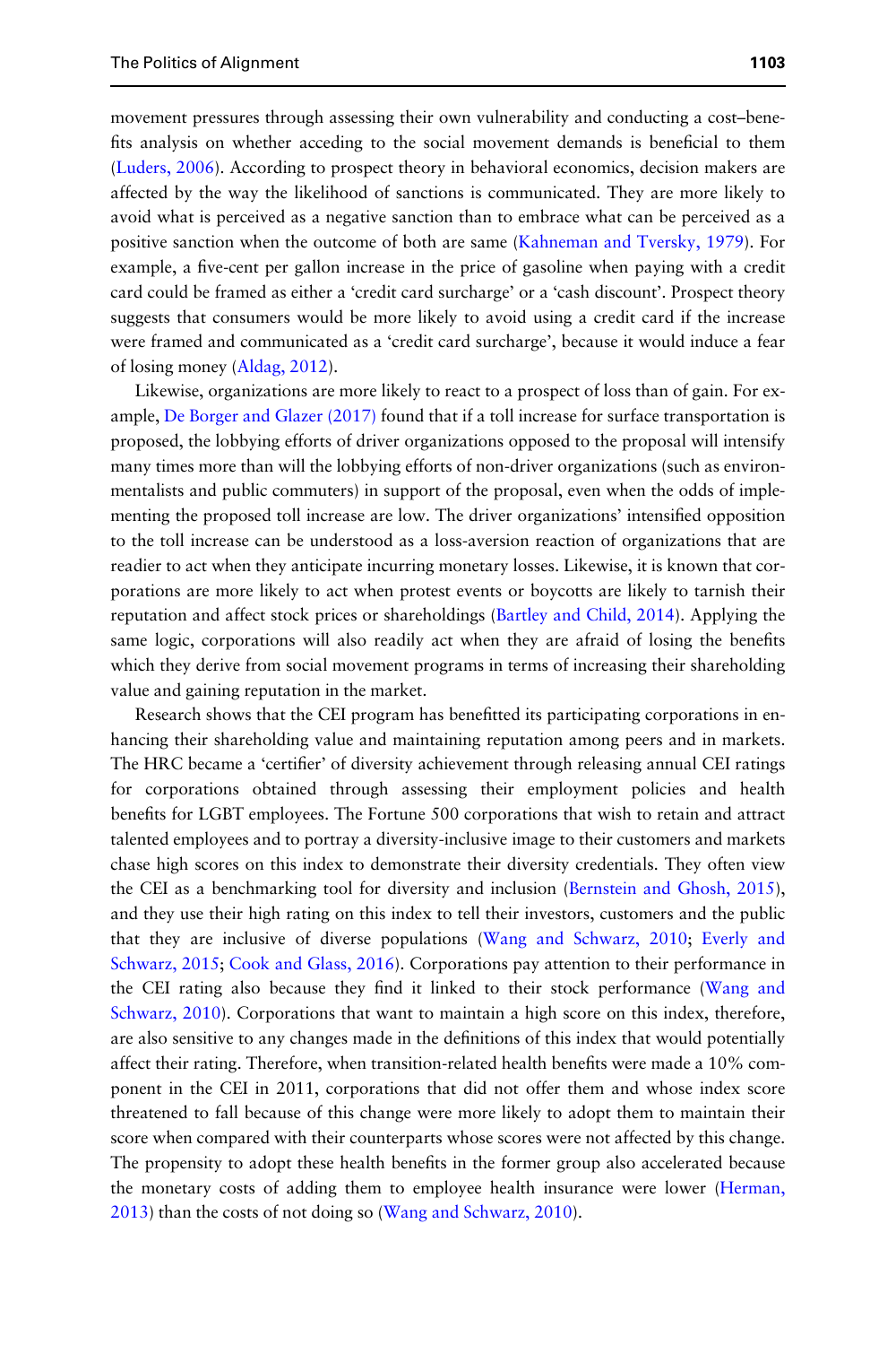movement pressures through assessing their own vulnerability and conducting a cost–benefits analysis on whether acceding to the social movement demands is beneficial to them (Luders, 2006). According to prospect theory in behavioral economics, decision makers are affected by the way the likelihood of sanctions is communicated. They are more likely to avoid what is perceived as a negative sanction than to embrace what can be perceived as a positive sanction when the outcome of both are same (Kahneman and Tversky, 1979). For example, a five-cent per gallon increase in the price of gasoline when paying with a credit card could be framed as either a 'credit card surcharge' or a 'cash discount'. Prospect theory suggests that consumers would be more likely to avoid using a credit card if the increase were framed and communicated as a 'credit card surcharge', because it would induce a fear of losing money (Aldag, 2012).

Likewise, organizations are more likely to react to a prospect of loss than of gain. For example, De Borger and Glazer (2017) found that if a toll increase for surface transportation is proposed, the lobbying efforts of driver organizations opposed to the proposal will intensify many times more than will the lobbying efforts of non-driver organizations (such as environmentalists and public commuters) in support of the proposal, even when the odds of implementing the proposed toll increase are low. The driver organizations' intensified opposition to the toll increase can be understood as a loss-aversion reaction of organizations that are readier to act when they anticipate incurring monetary losses. Likewise, it is known that corporations are more likely to act when protest events or boycotts are likely to tarnish their reputation and affect stock prices or shareholdings (Bartley and Child, 2014). Applying the same logic, corporations will also readily act when they are afraid of losing the benefits which they derive from social movement programs in terms of increasing their shareholding value and gaining reputation in the market.

Research shows that the CEI program has benefitted its participating corporations in enhancing their shareholding value and maintaining reputation among peers and in markets. The HRC became a 'certifier' of diversity achievement through releasing annual CEI ratings for corporations obtained through assessing their employment policies and health benefits for LGBT employees. The Fortune 500 corporations that wish to retain and attract talented employees and to portray a diversity-inclusive image to their customers and markets chase high scores on this index to demonstrate their diversity credentials. They often view the CEI as a benchmarking tool for diversity and inclusion (Bernstein and Ghosh, 2015), and they use their high rating on this index to tell their investors, customers and the public that they are inclusive of diverse populations (Wang and Schwarz, 2010; Everly and Schwarz, 2015; Cook and Glass, 2016). Corporations pay attention to their performance in the CEI rating also because they find it linked to their stock performance (Wang and Schwarz, 2010). Corporations that want to maintain a high score on this index, therefore, are also sensitive to any changes made in the definitions of this index that would potentially affect their rating. Therefore, when transition-related health benefits were made a 10% component in the CEI in 2011, corporations that did not offer them and whose index score threatened to fall because of this change were more likely to adopt them to maintain their score when compared with their counterparts whose scores were not affected by this change. The propensity to adopt these health benefits in the former group also accelerated because the monetary costs of adding them to employee health insurance were lower (Herman, 2013) than the costs of not doing so (Wang and Schwarz, 2010).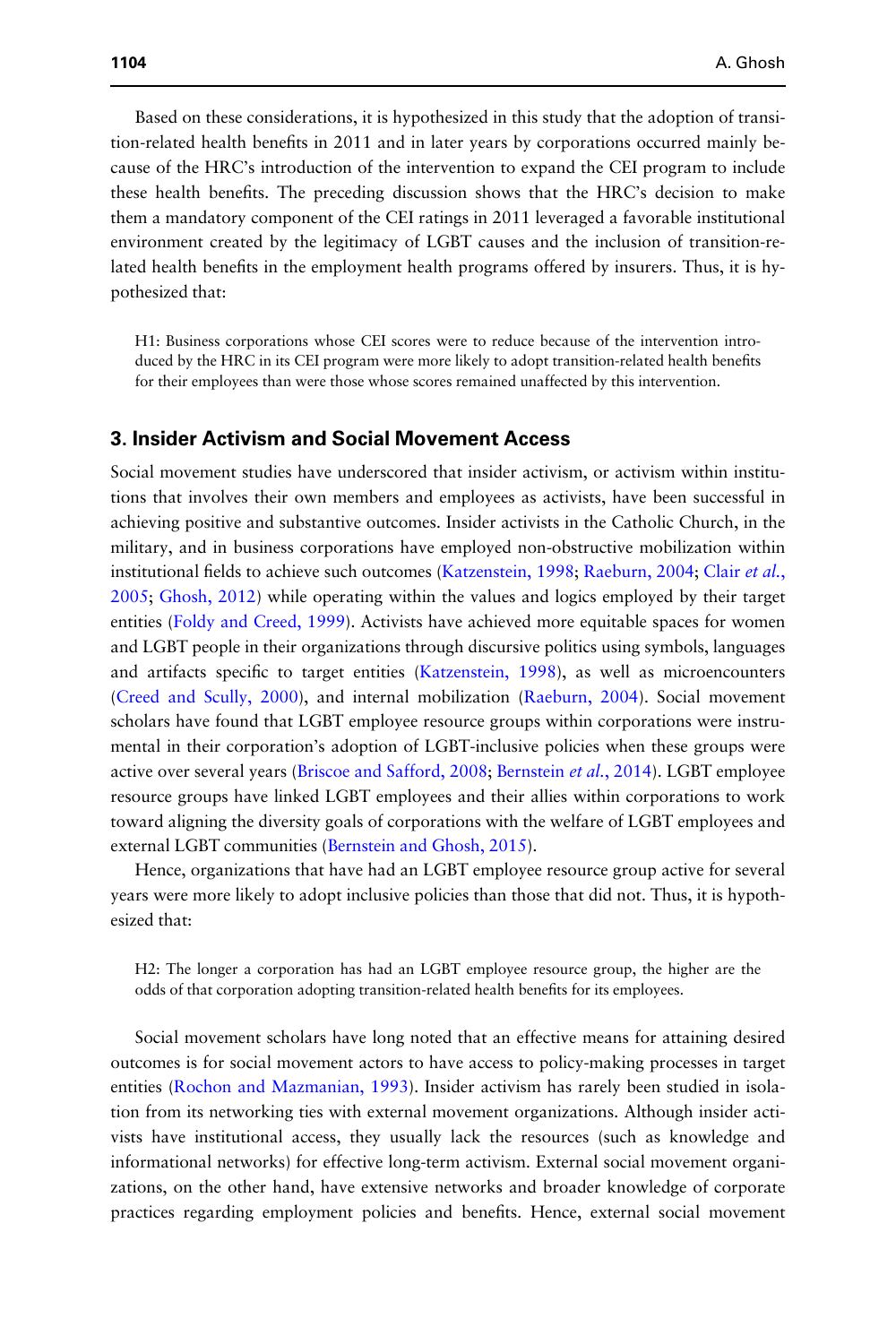Based on these considerations, it is hypothesized in this study that the adoption of transition-related health benefits in 2011 and in later years by corporations occurred mainly because of the HRC's introduction of the intervention to expand the CEI program to include these health benefits. The preceding discussion shows that the HRC's decision to make them a mandatory component of the CEI ratings in 2011 leveraged a favorable institutional environment created by the legitimacy of LGBT causes and the inclusion of transition-related health benefits in the employment health programs offered by insurers. Thus, it is hypothesized that:

> H1: Business corporations whose CEI scores were to reduce because of the intervention introduced by the HRC in its CEI program were more likely to adopt transition-related health benefits for their employees than were those whose scores remained unaffected by this intervention.

## 3. Insider Activism and Social Movement Access

Social movement studies have underscored that insider activism, or activism within institutions that involves their own members and employees as activists, have been successful in achieving positive and substantive outcomes. Insider activists in the Catholic Church, in the military, and in business corporations have employed non-obstructive mobilization within institutional fields to achieve such outcomes (Katzenstein, 1998; Raeburn, 2004; Clair *et al.*, 2005; Ghosh, 2012) while operating within the values and logics employed by their target entities (Foldy and Creed, 1999). Activists have achieved more equitable spaces for women and LGBT people in their organizations through discursive politics using symbols, languages and artifacts specific to target entities (Katzenstein, 1998), as well as microencounters (Creed and Scully, 2000), and internal mobilization (Raeburn, 2004). Social movement scholars have found that LGBT employee resource groups within corporations were instrumental in their corporation's adoption of LGBT-inclusive policies when these groups were active over several years (Briscoe and Safford, 2008; Bernstein *et al.*, 2014). LGBT employee resource groups have linked LGBT employees and their allies within corporations to work toward aligning the diversity goals of corporations with the welfare of LGBT employees and external LGBT communities (Bernstein and Ghosh, 2015).

Hence, organizations that have had an LGBT employee resource group active for several years were more likely to adopt inclusive policies than those that did not. Thus, it is hypothesized that:

> H2: The longer a corporation has had an LGBT employee resource group, the higher are the odds of that corporation adopting transition-related health benefits for its employees.

Social movement scholars have long noted that an effective means for attaining desired outcomes is for social movement actors to have access to policy-making processes in target entities (Rochon and Mazmanian, 1993). Insider activism has rarely been studied in isolation from its networking ties with external movement organizations. Although insider activists have institutional access, they usually lack the resources (such as knowledge and informational networks) for effective long-term activism. External social movement organizations, on the other hand, have extensive networks and broader knowledge of corporate practices regarding employment policies and benefits. Hence, external social movement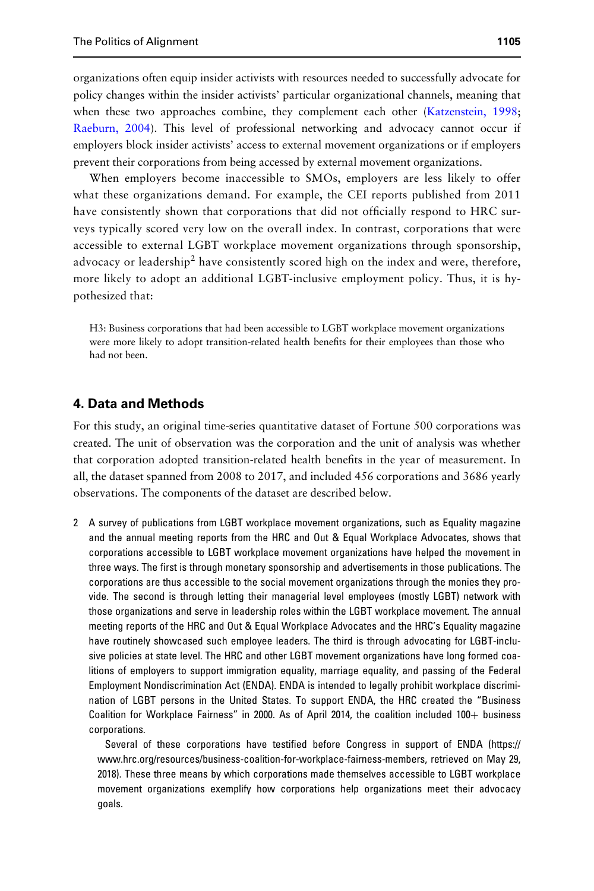organizations often equip insider activists with resources needed to successfully advocate for policy changes within the insider activists' particular organizational channels, meaning that when these two approaches combine, they complement each other (Katzenstein, 1998; Raeburn, 2004). This level of professional networking and advocacy cannot occur if employers block insider activists' access to external movement organizations or if employers prevent their corporations from being accessed by external movement organizations.

When employers become inaccessible to SMOs, employers are less likely to offer what these organizations demand. For example, the CEI reports published from 2011 have consistently shown that corporations that did not officially respond to HRC surveys typically scored very low on the overall index. In contrast, corporations that were accessible to external LGBT workplace movement organizations through sponsorship, advocacy or leadership[2] have consistently scored high on the index and were, therefore, more likely to adopt an additional LGBT-inclusive employment policy. Thus, it is hypothesized that:

> H3: Business corporations that had been accessible to LGBT workplace movement organizations were more likely to adopt transition-related health benefits for their employees than those who had not been.

## 4. Data and Methods

For this study, an original time-series quantitative dataset of Fortune 500 corporations was created. The unit of observation was the corporation and the unit of analysis was whether that corporation adopted transition-related health benefits in the year of measurement. In all, the dataset spanned from 2008 to 2017, and included 456 corporations and 3686 yearly observations. The components of the dataset are described below.

2 A survey of publications from LGBT workplace movement organizations, such as Equality magazine and the annual meeting reports from the HRC and Out & Equal Workplace Advocates, shows that corporations accessible to LGBT workplace movement organizations have helped the movement in three ways. The first is through monetary sponsorship and advertisements in those publications. The corporations are thus accessible to the social movement organizations through the monies they provide. The second is through letting their managerial level employees (mostly LGBT) network with those organizations and serve in leadership roles within the LGBT workplace movement. The annual meeting reports of the HRC and Out & Equal Workplace Advocates and the HRC's Equality magazine have routinely showcased such employee leaders. The third is through advocating for LGBT-inclusive policies at state level. The HRC and other LGBT movement organizations have long formed coalitions of employers to support immigration equality, marriage equality, and passing of the Federal Employment Nondiscrimination Act (ENDA). ENDA is intended to legally prohibit workplace discrimination of LGBT persons in the United States. To support ENDA, the HRC created the "Business Coalition for Workplace Fairness" in 2000. As of April 2014, the coalition included 100+ business corporations.

Several of these corporations have testified before Congress in support of ENDA (https://www.hrc.org/resources/business-coalition-for-workplace-fairness-members, retrieved on May 29, 2018). These three means by which corporations made themselves accessible to LGBT workplace movement organizations exemplify how corporations help organizations meet their advocacy goals.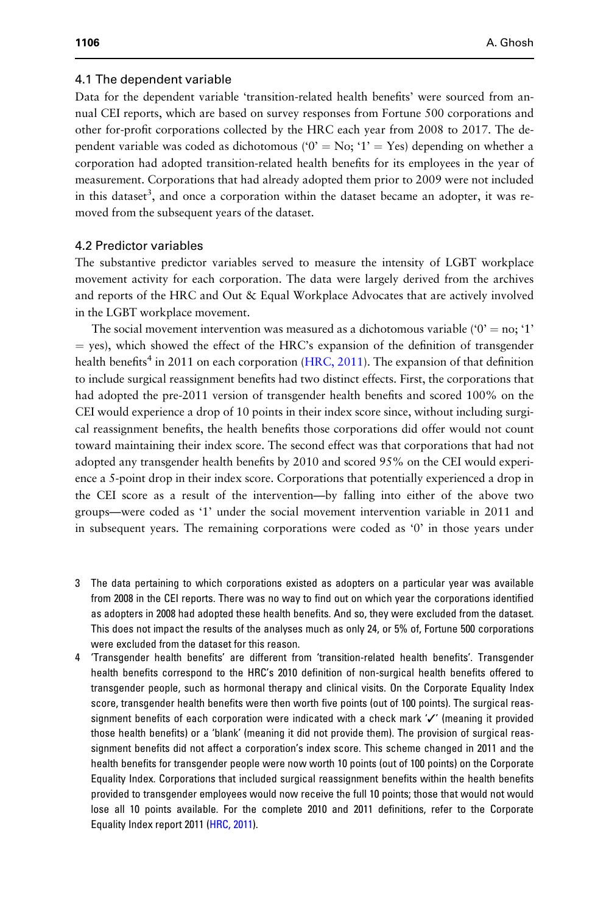### 4.1 The dependent variable

Data for the dependent variable 'transition-related health benefits' were sourced from annual CEI reports, which are based on survey responses from Fortune 500 corporations and other for-profit corporations collected by the HRC each year from 2008 to 2017. The dependent variable was coded as dichotomous ('0' = No; '1' = Yes) depending on whether a corporation had adopted transition-related health benefits for its employees in the year of measurement. Corporations that had already adopted them prior to 2009 were not included in this dataset[3], and once a corporation within the dataset became an adopter, it was removed from the subsequent years of the dataset.

### 4.2 Predictor variables

The substantive predictor variables served to measure the intensity of LGBT workplace movement activity for each corporation. The data were largely derived from the archives and reports of the HRC and Out & Equal Workplace Advocates that are actively involved in the LGBT workplace movement.

The social movement intervention was measured as a dichotomous variable ('0' = no; '1' = yes), which showed the effect of the HRC's expansion of the definition of transgender health benefits[4] in 2011 on each corporation (HRC, 2011). The expansion of that definition to include surgical reassignment benefits had two distinct effects. First, the corporations that had adopted the pre-2011 version of transgender health benefits and scored 100% on the CEI would experience a drop of 10 points in their index score since, without including surgical reassignment benefits, the health benefits those corporations did offer would not count toward maintaining their index score. The second effect was that corporations that had not adopted any transgender health benefits by 2010 and scored 95% on the CEI would experience a 5-point drop in their index score. Corporations that potentially experienced a drop in the CEI score as a result of the intervention—by falling into either of the above two groups—were coded as '1' under the social movement intervention variable in 2011 and in subsequent years. The remaining corporations were coded as '0' in those years under

---

3 The data pertaining to which corporations existed as adopters on a particular year was available from 2008 in the CEI reports. There was no way to find out on which year the corporations identified as adopters in 2008 had adopted these health benefits. And so, they were excluded from the dataset. This does not impact the results of the analyses much as only 24, or 5% of, Fortune 500 corporations were excluded from the dataset for this reason.

4 'Transgender health benefits' are different from 'transition-related health benefits'. Transgender health benefits correspond to the HRC's 2010 definition of non-surgical health benefits offered to transgender people, such as hormonal therapy and clinical visits. On the Corporate Equality Index score, transgender health benefits were then worth five points (out of 100 points). The surgical reassignment benefits of each corporation were indicated with a check mark '✓' (meaning it provided those health benefits) or a 'blank' (meaning it did not provide them). The provision of surgical reassignment benefits did not affect a corporation's index score. This scheme changed in 2011 and the health benefits for transgender people were now worth 10 points (out of 100 points) on the Corporate Equality Index. Corporations that included surgical reassignment benefits within the health benefits provided to transgender employees would now receive the full 10 points; those that would not would lose all 10 points available. For the complete 2010 and 2011 definitions, refer to the Corporate Equality Index report 2011 (HRC, 2011).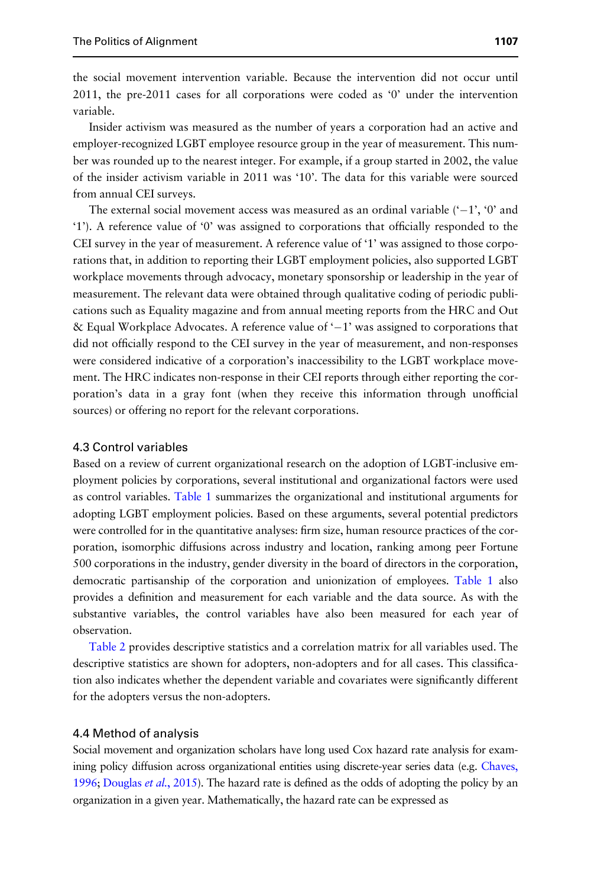the social movement intervention variable. Because the intervention did not occur until 2011, the pre-2011 cases for all corporations were coded as '0' under the intervention variable.

Insider activism was measured as the number of years a corporation had an active and employer-recognized LGBT employee resource group in the year of measurement. This number was rounded up to the nearest integer. For example, if a group started in 2002, the value of the insider activism variable in 2011 was '10'. The data for this variable were sourced from annual CEI surveys.

The external social movement access was measured as an ordinal variable ('−1', '0' and '1'). A reference value of '0' was assigned to corporations that officially responded to the CEI survey in the year of measurement. A reference value of '1' was assigned to those corporations that, in addition to reporting their LGBT employment policies, also supported LGBT workplace movements through advocacy, monetary sponsorship or leadership in the year of measurement. The relevant data were obtained through qualitative coding of periodic publications such as Equality magazine and from annual meeting reports from the HRC and Out & Equal Workplace Advocates. A reference value of '−1' was assigned to corporations that did not officially respond to the CEI survey in the year of measurement, and non-responses were considered indicative of a corporation's inaccessibility to the LGBT workplace movement. The HRC indicates non-response in their CEI reports through either reporting the corporation's data in a gray font (when they receive this information through unofficial sources) or offering no report for the relevant corporations.

### 4.3 Control variables

Based on a review of current organizational research on the adoption of LGBT-inclusive employment policies by corporations, several institutional and organizational factors were used as control variables. Table 1 summarizes the organizational and institutional arguments for adopting LGBT employment policies. Based on these arguments, several potential predictors were controlled for in the quantitative analyses: firm size, human resource practices of the corporation, isomorphic diffusions across industry and location, ranking among peer Fortune 500 corporations in the industry, gender diversity in the board of directors in the corporation, democratic partisanship of the corporation and unionization of employees. Table 1 also provides a definition and measurement for each variable and the data source. As with the substantive variables, the control variables have also been measured for each year of observation.

Table 2 provides descriptive statistics and a correlation matrix for all variables used. The descriptive statistics are shown for adopters, non-adopters and for all cases. This classification also indicates whether the dependent variable and covariates were significantly different for the adopters versus the non-adopters.

### 4.4 Method of analysis

Social movement and organization scholars have long used Cox hazard rate analysis for examining policy diffusion across organizational entities using discrete-year series data (e.g. Chaves, 1996; Douglas *et al.*, 2015). The hazard rate is defined as the odds of adopting the policy by an organization in a given year. Mathematically, the hazard rate can be expressed as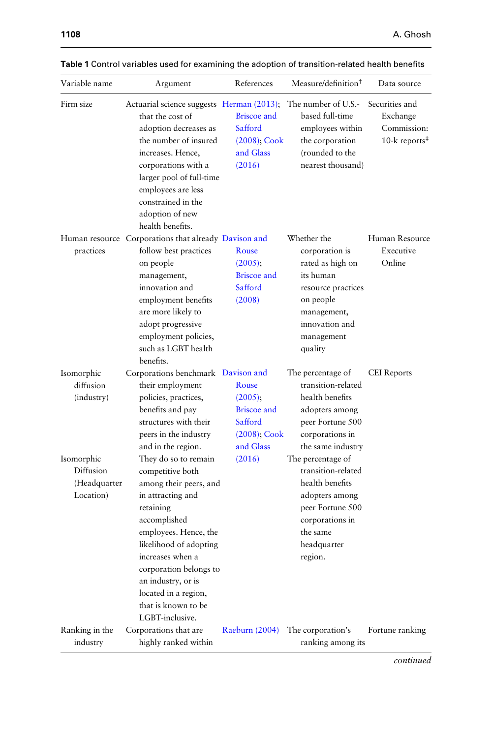**Table 1** Control variables used for examining the adoption of transition-related health benefits

| Variable name | Argument | References | Measure/definition† | Data source |
|---|---|---|---|---|
| Firm size | Actuarial science suggests that the cost of adoption decreases as the number of insured increases. Hence, corporations with a larger pool of full-time employees are less constrained in the adoption of new health benefits. | Herman (2013); Briscoe and Safford (2008); Cook and Glass (2016) | The number of U.S.-based full-time employees within the corporation (rounded to the nearest thousand) | Securities and Exchange Commission: 10-k reports‡ |
| Human resource practices | Corporations that already follow best practices on people management, innovation and employment benefits are more likely to adopt progressive employment policies, such as LGBT health benefits. | Davison and Rouse (2005); Briscoe and Safford (2008) | Whether the corporation is rated as high on its human resource practices on people management, innovation and management quality | Human Resource Executive Online |
| Isomorphic diffusion (industry) | Corporations benchmark their employment policies, practices, benefits and pay structures with their peers in the industry and in the region. | Davison and Rouse (2005); Briscoe and Safford (2008); Cook and Glass (2016) | The percentage of transition-related health benefits adopters among peer Fortune 500 corporations in the same industry | CEI Reports |
| Isomorphic Diffusion (Headquarter Location) | They do so to remain competitive both among their peers, and in attracting and retaining accomplished employees. Hence, the likelihood of adopting increases when a corporation belongs to an industry, or is located in a region, that is known to be LGBT-inclusive. | | The percentage of transition-related health benefits adopters among peer Fortune 500 corporations in the same headquarter region. | |
| Ranking in the industry | Corporations that are highly ranked within | Raeburn (2004) | The corporation's ranking among its | Fortune ranking |

*continued*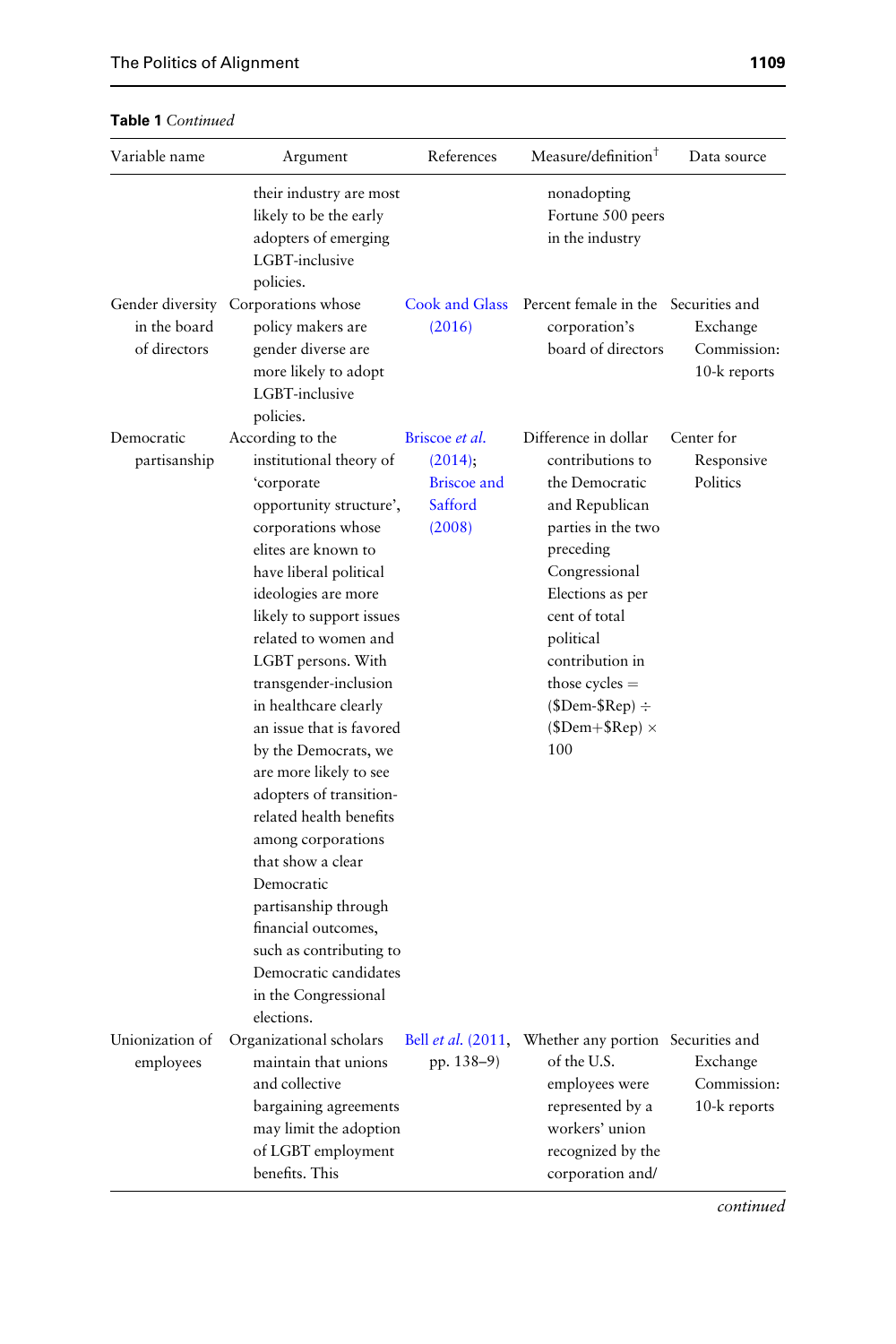**Table 1** *Continued*

| Variable name | Argument | References | Measure/definition† | Data source |
|---|---|---|---|---|
| | their industry are most likely to be the early adopters of emerging LGBT-inclusive policies. | | nonadopting Fortune 500 peers in the industry | |
| Gender diversity in the board of directors | Corporations whose policy makers are gender diverse are more likely to adopt LGBT-inclusive policies. | Cook and Glass (2016) | Percent female in the corporation's board of directors | Securities and Exchange Commission: 10-k reports |
| Democratic partisanship | According to the institutional theory of 'corporate opportunity structure', corporations whose elites are known to have liberal political ideologies are more likely to support issues related to women and LGBT persons. With transgender-inclusion in healthcare clearly an issue that is favored by the Democrats, we are more likely to see adopters of transition-related health benefits among corporations that show a clear Democratic partisanship through financial outcomes, such as contributing to Democratic candidates in the Congressional elections. | Briscoe *et al.* (2014); Briscoe and Safford (2008) | Difference in dollar contributions to the Democratic and Republican parties in the two preceding Congressional Elections as per cent of total political contribution in those cycles = (\$Dem-\$Rep) ÷ (\$Dem+\$Rep) × 100 | Center for Responsive Politics |
| Unionization of employees | Organizational scholars maintain that unions and collective bargaining agreements may limit the adoption of LGBT employment benefits. This | Bell *et al.* (2011, pp. 138–9) | Whether any portion of the U.S. employees were represented by a workers' union recognized by the corporation and/ | Securities and Exchange Commission: 10-k reports |

*continued*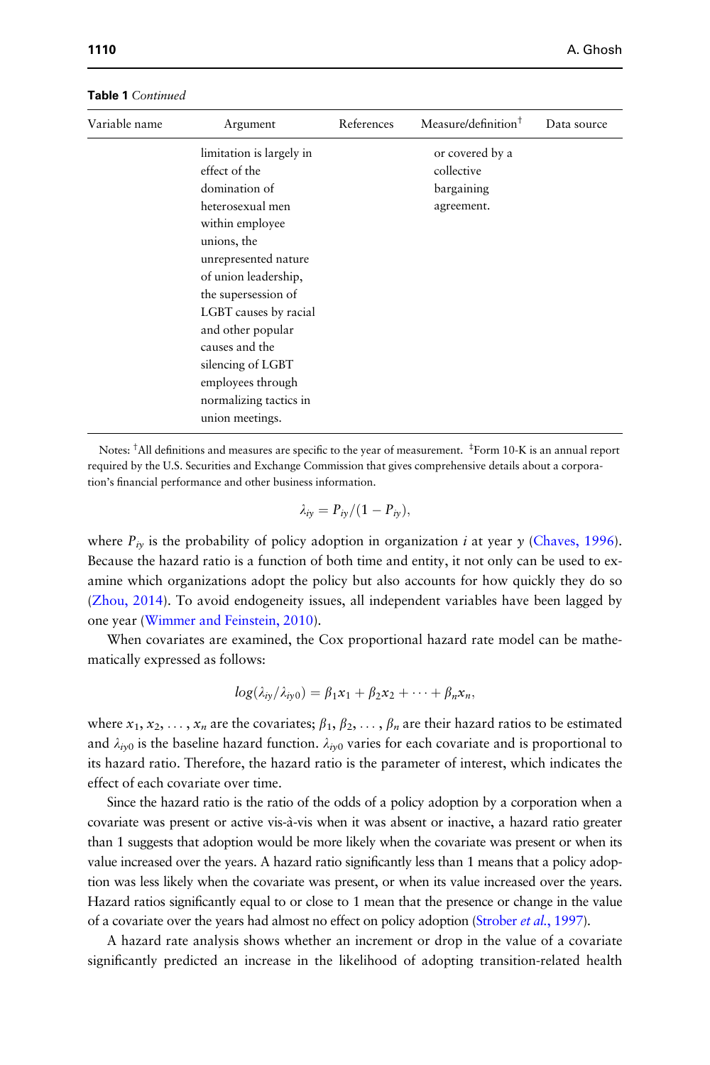**Table 1** *Continued*

| Variable name | Argument | References | Measure/definition† | Data source |
|---|---|---|---|---|
| | limitation is largely in effect of the domination of heterosexual men within employee unions, the unrepresented nature of union leadership, the supersession of LGBT causes by racial and other popular causes and the silencing of LGBT employees through normalizing tactics in union meetings. | | or covered by a collective bargaining agreement. | |

Notes: †All definitions and measures are specific to the year of measurement. ‡Form 10-K is an annual report required by the U.S. Securities and Exchange Commission that gives comprehensive details about a corporation's financial performance and other business information.

$$\lambda_{iy} = P_{iy}/(1 - P_{iy}),$$

where $P_{iy}$ is the probability of policy adoption in organization $i$ at year $y$ (Chaves, 1996). Because the hazard ratio is a function of both time and entity, it not only can be used to examine which organizations adopt the policy but also accounts for how quickly they do so (Zhou, 2014). To avoid endogeneity issues, all independent variables have been lagged by one year (Wimmer and Feinstein, 2010).

When covariates are examined, the Cox proportional hazard rate model can be mathematically expressed as follows:

$$log(\lambda_{iy}/\lambda_{iy0}) = \beta_1 x_1 + \beta_2 x_2 + \cdots + \beta_n x_n,$$

where $x_1, x_2, \ldots, x_n$ are the covariates; $\beta_1, \beta_2, \ldots, \beta_n$ are their hazard ratios to be estimated and $\lambda_{iy0}$ is the baseline hazard function. $\lambda_{iy0}$ varies for each covariate and is proportional to its hazard ratio. Therefore, the hazard ratio is the parameter of interest, which indicates the effect of each covariate over time.

Since the hazard ratio is the ratio of the odds of a policy adoption by a corporation when a covariate was present or active vis-à-vis when it was absent or inactive, a hazard ratio greater than 1 suggests that adoption would be more likely when the covariate was present or when its value increased over the years. A hazard ratio significantly less than 1 means that a policy adoption was less likely when the covariate was present, or when its value increased over the years. Hazard ratios significantly equal to or close to 1 mean that the presence or change in the value of a covariate over the years had almost no effect on policy adoption (Strober *et al.*, 1997).

A hazard rate analysis shows whether an increment or drop in the value of a covariate significantly predicted an increase in the likelihood of adopting transition-related health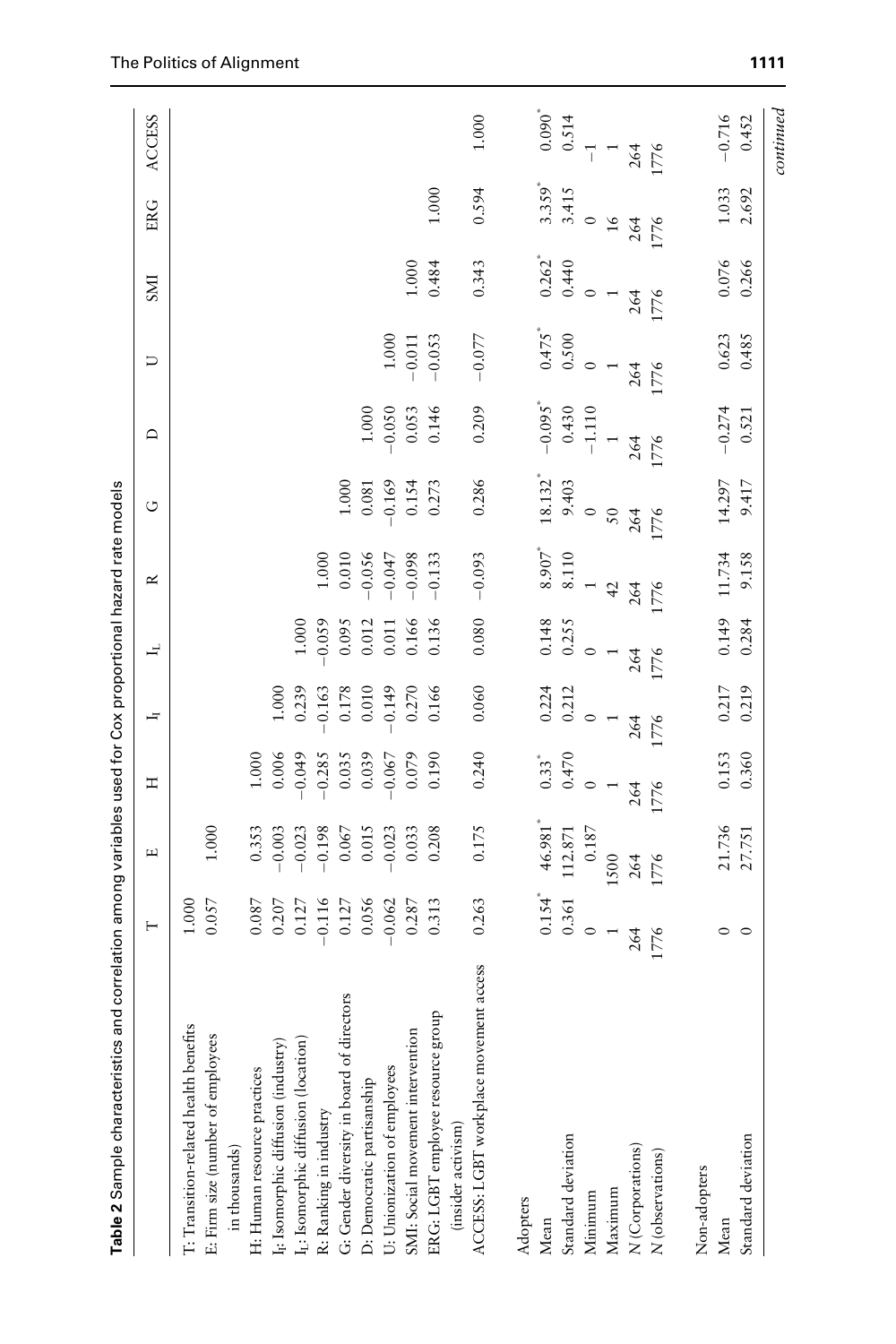**Table 2** Sample characteristics and correlation among variables used for Cox proportional hazard rate models

| | T | E | H | $I_I$ | $I_L$ | R | G | D | U | SMI | ERG | ACCESS |
|---|---|---|---|---|---|---|---|---|---|---|---|---|
| T: Transition-related health benefits | 1.000 | | | | | | | | | | | |
| E: Firm size (number of employees in thousands) | 0.057 | 1.000 | | | | | | | | | | |
| H: Human resource practices | 0.087 | 0.353 | 1.000 | | | | | | | | | |
| $I_I$: Isomorphic diffusion (industry) | 0.207 | −0.003 | 0.006 | 1.000 | | | | | | | | |
| $I_L$: Isomorphic diffusion (location) | 0.127 | −0.023 | −0.049 | 0.239 | 1.000 | | | | | | | |
| R: Ranking in industry | −0.116 | −0.198 | −0.285 | −0.163 | −0.059 | 1.000 | | | | | | |
| G: Gender diversity in board of directors | 0.127 | 0.067 | 0.035 | 0.178 | 0.095 | 0.010 | 1.000 | | | | | |
| D: Democratic partisanship | 0.056 | 0.015 | 0.039 | 0.010 | 0.012 | −0.056 | 0.081 | 1.000 | | | | |
| U: Unionization of employees | −0.062 | −0.023 | −0.067 | −0.149 | 0.011 | −0.047 | −0.169 | −0.050 | 1.000 | | | |
| SMI: Social movement intervention | 0.287 | 0.033 | 0.079 | 0.270 | 0.166 | −0.098 | 0.154 | 0.053 | −0.011 | 1.000 | | |
| ERG: LGBT employee resource group (insider activism) | 0.313 | 0.208 | 0.190 | 0.166 | 0.136 | −0.133 | 0.273 | 0.146 | −0.053 | 0.484 | 1.000 | |
| ACCESS: LGBT workplace movement access | 0.263 | 0.175 | 0.240 | 0.060 | 0.080 | −0.093 | 0.286 | 0.209 | −0.077 | 0.343 | 0.594 | 1.000 |
| **Adopters** | | | | | | | | | | | | |
| Mean | 0.154* | 46.981* | 0.33* | 0.224 | 0.148 | 8.907* | 18.132* | −0.095* | 0.475* | 0.262* | 3.359* | 0.090* |
| Standard deviation | 0.361 | 112.871 | 0.470 | 0.212 | 0.255 | 8.110 | 9.403 | 0.430 | 0.500 | 0.440 | 3.415 | 0.514 |
| Minimum | 0 | 0.187 | 0 | 0 | 0 | 1 | 0 | −1.110 | 0 | 0 | 0 | −1 |
| Maximum | 1 | 1500 | 1 | 1 | 1 | 42 | 50 | 1 | 1 | 1 | 16 | 1 |
| *N* (Corporations) | 264 | 264 | 264 | 264 | 264 | 264 | 264 | 264 | 264 | 264 | 264 | 264 |
| *N* (observations) | 1776 | 1776 | 1776 | 1776 | 1776 | 1776 | 1776 | 1776 | 1776 | 1776 | 1776 | 1776 |
| **Non-adopters** | | | | | | | | | | | | |
| Mean | 0 | 21.736 | 0.153 | 0.217 | 0.149 | 11.734 | 14.297 | −0.274 | 0.623 | 0.076 | 1.033 | −0.716 |
| Standard deviation | 0 | 27.751 | 0.360 | 0.219 | 0.284 | 9.158 | 9.417 | 0.521 | 0.485 | 0.266 | 2.692 | 0.452 |

*continued*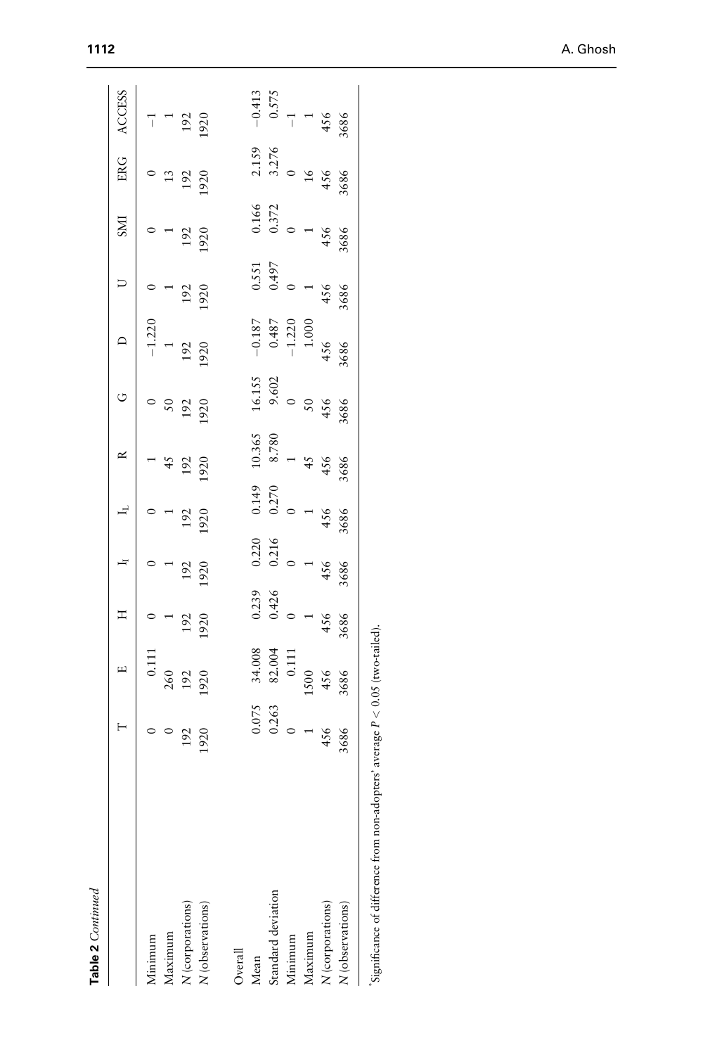**Table 2** *Continued*

| | T | E | H | $I_I$ | $I_L$ | R | G | D | U | SMI | ERG | ACCESS |
|---|---|---|---|---|---|---|---|---|---|---|---|---|
| Minimum | 0 | 0.111 | 0 | 0 | 0 | 1 | 0 | −1.220 | 0 | 0 | 0 | −1 |
| Maximum | 0 | 260 | 1 | 1 | 1 | 45 | 50 | 1 | 1 | 1 | 13 | 1 |
| *N* (corporations) | 192 | 192 | 192 | 192 | 192 | 192 | 192 | 192 | 192 | 192 | 192 | 192 |
| *N* (observations) | 1920 | 1920 | 1920 | 1920 | 1920 | 1920 | 1920 | 1920 | 1920 | 1920 | 1920 | 1920 |
| Overall | | | | | | | | | | | | |
| Mean | 0.075 | 34.008 | 0.239 | 0.220 | 0.149 | 10.365 | 16.155 | −0.187 | 0.551 | 0.166 | 2.159 | −0.413 |
| Standard deviation | 0.263 | 82.004 | 0.426 | 0.216 | 0.270 | 8.780 | 9.602 | 0.487 | 0.497 | 0.372 | 3.276 | 0.575 |
| Minimum | 0 | 0.111 | 0 | 0 | 0 | 1 | 0 | −1.220 | 0 | 0 | 0 | −1 |
| Maximum | 1 | 1500 | 1 | 1 | 1 | 45 | 50 | 1.000 | 1 | 1 | 16 | 1 |
| *N* (corporations) | 456 | 456 | 456 | 456 | 456 | 456 | 456 | 456 | 456 | 456 | 456 | 456 |
| *N* (observations) | 3686 | 3686 | 3686 | 3686 | 3686 | 3686 | 3686 | 3686 | 3686 | 3686 | 3686 | 3686 |

*Significance of difference from non-adopters' average $P < 0.05$ (two-tailed).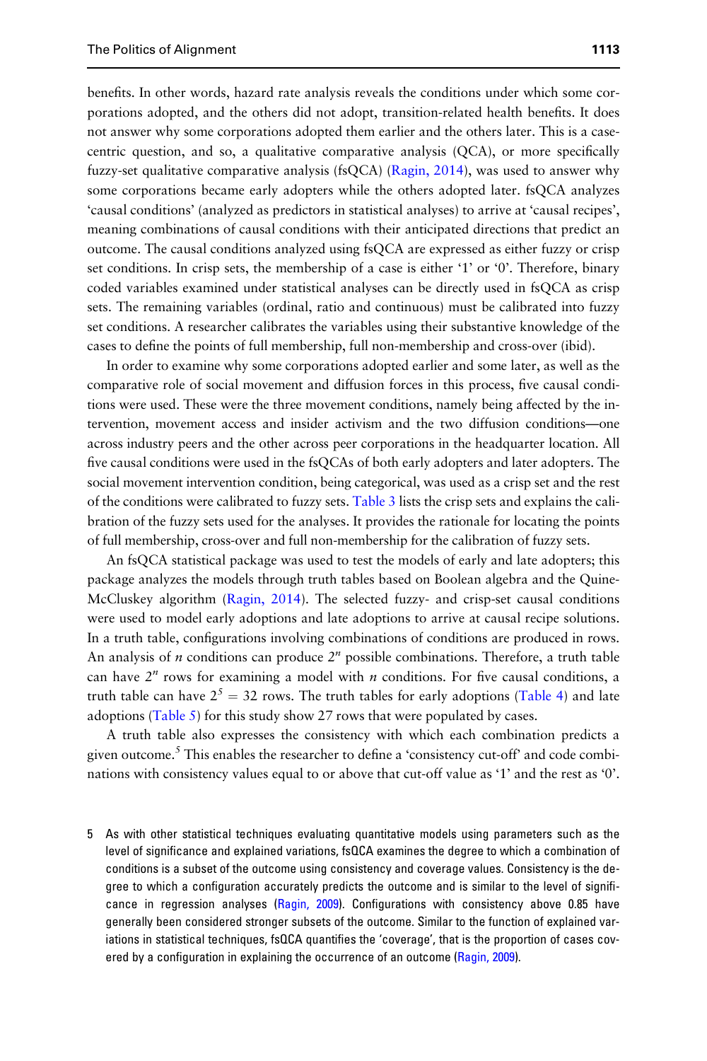benefits. In other words, hazard rate analysis reveals the conditions under which some corporations adopted, and the others did not adopt, transition-related health benefits. It does not answer why some corporations adopted them earlier and the others later. This is a case-centric question, and so, a qualitative comparative analysis (QCA), or more specifically fuzzy-set qualitative comparative analysis (fsQCA) (Ragin, 2014), was used to answer why some corporations became early adopters while the others adopted later. fsQCA analyzes 'causal conditions' (analyzed as predictors in statistical analyses) to arrive at 'causal recipes', meaning combinations of causal conditions with their anticipated directions that predict an outcome. The causal conditions analyzed using fsQCA are expressed as either fuzzy or crisp set conditions. In crisp sets, the membership of a case is either '1' or '0'. Therefore, binary coded variables examined under statistical analyses can be directly used in fsQCA as crisp sets. The remaining variables (ordinal, ratio and continuous) must be calibrated into fuzzy set conditions. A researcher calibrates the variables using their substantive knowledge of the cases to define the points of full membership, full non-membership and cross-over (ibid).

In order to examine why some corporations adopted earlier and some later, as well as the comparative role of social movement and diffusion forces in this process, five causal conditions were used. These were the three movement conditions, namely being affected by the intervention, movement access and insider activism and the two diffusion conditions—one across industry peers and the other across peer corporations in the headquarter location. All five causal conditions were used in the fsQCAs of both early adopters and later adopters. The social movement intervention condition, being categorical, was used as a crisp set and the rest of the conditions were calibrated to fuzzy sets. Table 3 lists the crisp sets and explains the calibration of the fuzzy sets used for the analyses. It provides the rationale for locating the points of full membership, cross-over and full non-membership for the calibration of fuzzy sets.

An fsQCA statistical package was used to test the models of early and late adopters; this package analyzes the models through truth tables based on Boolean algebra and the Quine-McCluskey algorithm (Ragin, 2014). The selected fuzzy- and crisp-set causal conditions were used to model early adoptions and late adoptions to arrive at causal recipe solutions. In a truth table, configurations involving combinations of conditions are produced in rows. An analysis of $n$ conditions can produce $2^n$ possible combinations. Therefore, a truth table can have $2^n$ rows for examining a model with $n$ conditions. For five causal conditions, a truth table can have $2^5 = 32$ rows. The truth tables for early adoptions (Table 4) and late adoptions (Table 5) for this study show 27 rows that were populated by cases.

A truth table also expresses the consistency with which each combination predicts a given outcome.[5] This enables the researcher to define a 'consistency cut-off' and code combinations with consistency values equal to or above that cut-off value as '1' and the rest as '0'.

5 As with other statistical techniques evaluating quantitative models using parameters such as the level of significance and explained variations, fsQCA examines the degree to which a combination of conditions is a subset of the outcome using consistency and coverage values. Consistency is the degree to which a configuration accurately predicts the outcome and is similar to the level of significance in regression analyses (Ragin, 2009). Configurations with consistency above 0.85 have generally been considered stronger subsets of the outcome. Similar to the function of explained variations in statistical techniques, fsQCA quantifies the 'coverage', that is the proportion of cases covered by a configuration in explaining the occurrence of an outcome (Ragin, 2009).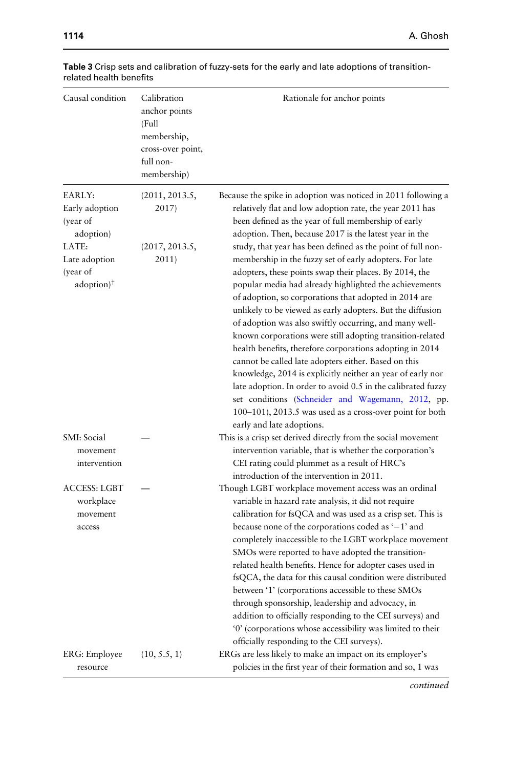**Table 3** Crisp sets and calibration of fuzzy-sets for the early and late adoptions of transition-related health benefits

| Causal condition | Calibration anchor points (Full membership, cross-over point, full non-membership) | Rationale for anchor points |
|---|---|---|
| EARLY: Early adoption (year of adoption) | (2011, 2013.5, 2017) | Because the spike in adoption was noticed in 2011 following a relatively flat and low adoption rate, the year 2011 has been defined as the year of full membership of early adoption. Then, because 2017 is the latest year in the study, that year has been defined as the point of full non-membership in the fuzzy set of early adopters. For late adopters, these points swap their places. By 2014, the popular media had already highlighted the achievements of adoption, so corporations that adopted in 2014 are unlikely to be viewed as early adopters. But the diffusion of adoption was also swiftly occurring, and many well-known corporations were still adopting transition-related health benefits, therefore corporations adopting in 2014 cannot be called late adopters either. Based on this knowledge, 2014 is explicitly neither an year of early nor late adoption. In order to avoid 0.5 in the calibrated fuzzy set conditions (Schneider and Wagemann, 2012, pp. 100–101), 2013.5 was used as a cross-over point for both early and late adoptions. |
| LATE: Late adoption (year of adoption)† | (2017, 2013.5, 2011) | |
| SMI: Social movement intervention | — | This is a crisp set derived directly from the social movement intervention variable, that is whether the corporation's CEI rating could plummet as a result of HRC's introduction of the intervention in 2011. |
| ACCESS: LGBT workplace movement access | — | Though LGBT workplace movement access was an ordinal variable in hazard rate analysis, it did not require calibration for fsQCA and was used as a crisp set. This is because none of the corporations coded as '−1' and completely inaccessible to the LGBT workplace movement SMOs were reported to have adopted the transition-related health benefits. Hence for adopter cases used in fsQCA, the data for this causal condition were distributed between '1' (corporations accessible to these SMOs through sponsorship, leadership and advocacy, in addition to officially responding to the CEI surveys) and '0' (corporations whose accessibility was limited to their officially responding to the CEI surveys). |
| ERG: Employee resource | (10, 5.5, 1) | ERGs are less likely to make an impact on its employer's policies in the first year of their formation and so, 1 was |

*continued*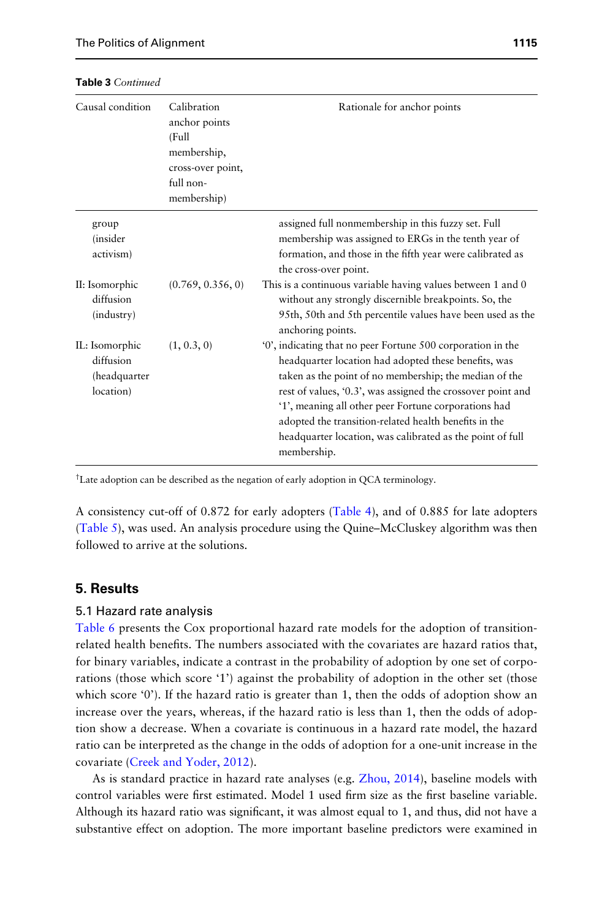**Table 3** *Continued*

| Causal condition | Calibration anchor points (Full membership, cross-over point, full non-membership) | Rationale for anchor points |
|---|---|---|
| group (insider activism) | | assigned full nonmembership in this fuzzy set. Full membership was assigned to ERGs in the tenth year of formation, and those in the fifth year were calibrated as the cross-over point. |
| II: Isomorphic diffusion (industry) | (0.769, 0.356, 0) | This is a continuous variable having values between 1 and 0 without any strongly discernible breakpoints. So, the 95th, 50th and 5th percentile values have been used as the anchoring points. |
| IL: Isomorphic diffusion (headquarter location) | (1, 0.3, 0) | '0', indicating that no peer Fortune 500 corporation in the headquarter location had adopted these benefits, was taken as the point of no membership; the median of the rest of values, '0.3', was assigned the crossover point and '1', meaning all other peer Fortune corporations had adopted the transition-related health benefits in the headquarter location, was calibrated as the point of full membership. |

†Late adoption can be described as the negation of early adoption in QCA terminology.

A consistency cut-off of 0.872 for early adopters (Table 4), and of 0.885 for late adopters (Table 5), was used. An analysis procedure using the Quine–McCluskey algorithm was then followed to arrive at the solutions.

## 5. Results

### 5.1 Hazard rate analysis

Table 6 presents the Cox proportional hazard rate models for the adoption of transition-related health benefits. The numbers associated with the covariates are hazard ratios that, for binary variables, indicate a contrast in the probability of adoption by one set of corporations (those which score '1') against the probability of adoption in the other set (those which score '0'). If the hazard ratio is greater than 1, then the odds of adoption show an increase over the years, whereas, if the hazard ratio is less than 1, then the odds of adoption show a decrease. When a covariate is continuous in a hazard rate model, the hazard ratio can be interpreted as the change in the odds of adoption for a one-unit increase in the covariate (Creek and Yoder, 2012).

As is standard practice in hazard rate analyses (e.g. Zhou, 2014), baseline models with control variables were first estimated. Model 1 used firm size as the first baseline variable. Although its hazard ratio was significant, it was almost equal to 1, and thus, did not have a substantive effect on adoption. The more important baseline predictors were examined in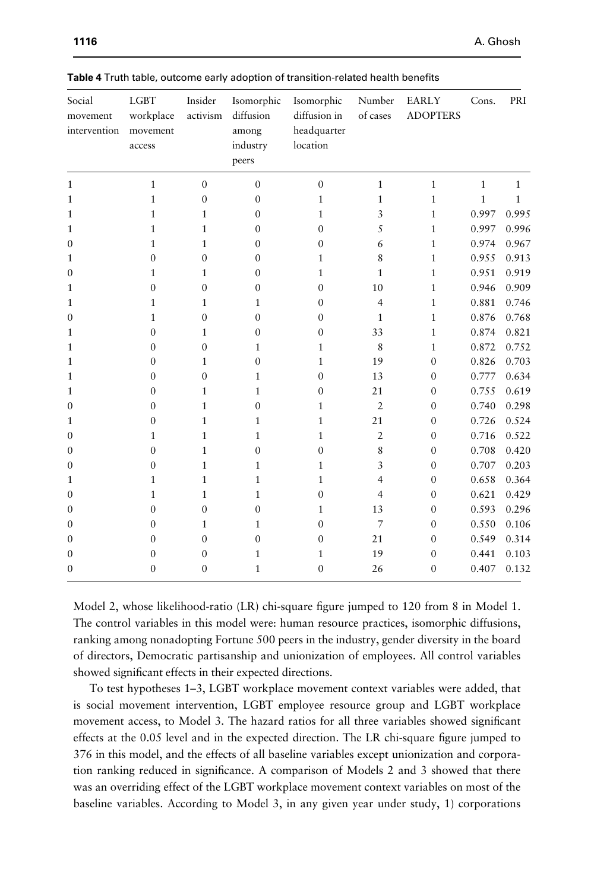**Table 4** Truth table, outcome early adoption of transition-related health benefits

| Social movement intervention | LGBT workplace movement access | Insider activism | Isomorphic diffusion among industry peers | Isomorphic diffusion in headquarter location | Number of cases | EARLY ADOPTERS | Cons. | PRI |
|---|---|---|---|---|---|---|---|---|
| 1 | 1 | 0 | 0 | 0 | 1 | 1 | 1 | 1 |
| 1 | 1 | 0 | 0 | 1 | 1 | 1 | 1 | 1 |
| 1 | 1 | 1 | 0 | 1 | 3 | 1 | 0.997 | 0.995 |
| 1 | 1 | 1 | 0 | 0 | 5 | 1 | 0.997 | 0.996 |
| 0 | 1 | 1 | 0 | 0 | 6 | 1 | 0.974 | 0.967 |
| 1 | 0 | 0 | 0 | 1 | 8 | 1 | 0.955 | 0.913 |
| 0 | 1 | 1 | 0 | 1 | 1 | 1 | 0.951 | 0.919 |
| 1 | 0 | 0 | 0 | 0 | 10 | 1 | 0.946 | 0.909 |
| 1 | 1 | 1 | 1 | 0 | 4 | 1 | 0.881 | 0.746 |
| 0 | 1 | 0 | 0 | 0 | 1 | 1 | 0.876 | 0.768 |
| 1 | 0 | 1 | 0 | 0 | 33 | 1 | 0.874 | 0.821 |
| 1 | 0 | 0 | 1 | 1 | 8 | 1 | 0.872 | 0.752 |
| 1 | 0 | 1 | 0 | 1 | 19 | 0 | 0.826 | 0.703 |
| 1 | 0 | 0 | 1 | 0 | 13 | 0 | 0.777 | 0.634 |
| 1 | 0 | 1 | 1 | 0 | 21 | 0 | 0.755 | 0.619 |
| 0 | 0 | 1 | 0 | 1 | 2 | 0 | 0.740 | 0.298 |
| 1 | 0 | 1 | 1 | 1 | 21 | 0 | 0.726 | 0.524 |
| 0 | 1 | 1 | 1 | 1 | 2 | 0 | 0.716 | 0.522 |
| 0 | 0 | 1 | 0 | 0 | 8 | 0 | 0.708 | 0.420 |
| 0 | 0 | 1 | 1 | 1 | 3 | 0 | 0.707 | 0.203 |
| 1 | 1 | 1 | 1 | 1 | 4 | 0 | 0.658 | 0.364 |
| 0 | 1 | 1 | 1 | 0 | 4 | 0 | 0.621 | 0.429 |
| 0 | 0 | 0 | 0 | 1 | 13 | 0 | 0.593 | 0.296 |
| 0 | 0 | 1 | 1 | 0 | 7 | 0 | 0.550 | 0.106 |
| 0 | 0 | 0 | 0 | 0 | 21 | 0 | 0.549 | 0.314 |
| 0 | 0 | 0 | 1 | 1 | 19 | 0 | 0.441 | 0.103 |
| 0 | 0 | 0 | 1 | 0 | 26 | 0 | 0.407 | 0.132 |

Model 2, whose likelihood-ratio (LR) chi-square figure jumped to 120 from 8 in Model 1. The control variables in this model were: human resource practices, isomorphic diffusions, ranking among nonadopting Fortune 500 peers in the industry, gender diversity in the board of directors, Democratic partisanship and unionization of employees. All control variables showed significant effects in their expected directions.

To test hypotheses 1–3, LGBT workplace movement context variables were added, that is social movement intervention, LGBT employee resource group and LGBT workplace movement access, to Model 3. The hazard ratios for all three variables showed significant effects at the 0.05 level and in the expected direction. The LR chi-square figure jumped to 376 in this model, and the effects of all baseline variables except unionization and corporation ranking reduced in significance. A comparison of Models 2 and 3 showed that there was an overriding effect of the LGBT workplace movement context variables on most of the baseline variables. According to Model 3, in any given year under study, 1) corporations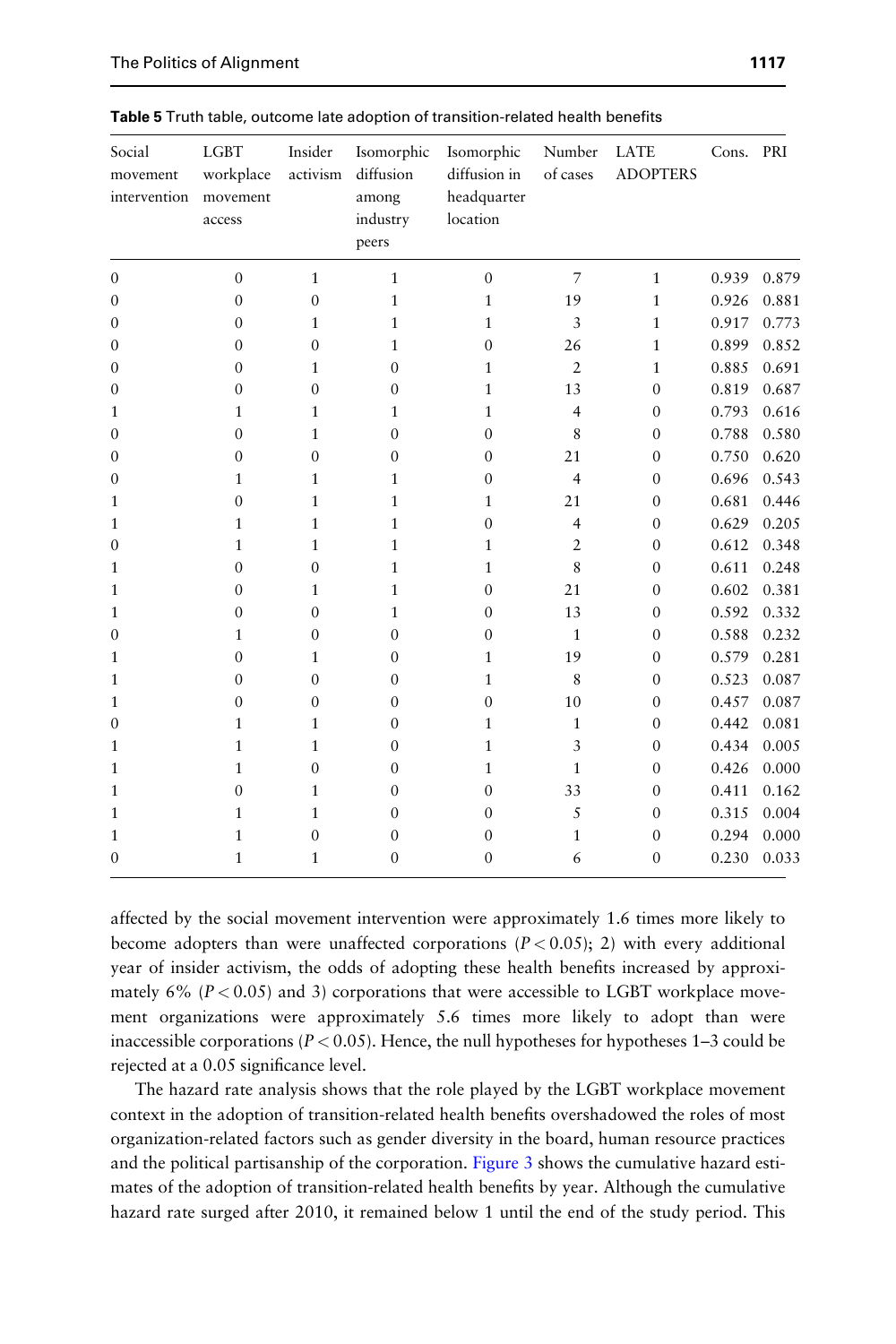**Table 5** Truth table, outcome late adoption of transition-related health benefits

| Social movement intervention | LGBT workplace movement access | Insider activism | Isomorphic diffusion among industry peers | Isomorphic diffusion in headquarter location | Number of cases | LATE ADOPTERS | Cons. | PRI |
|---|---|---|---|---|---|---|---|---|
| 0 | 0 | 1 | 1 | 0 | 7 | 1 | 0.939 | 0.879 |
| 0 | 0 | 0 | 1 | 1 | 19 | 1 | 0.926 | 0.881 |
| 0 | 0 | 1 | 1 | 1 | 3 | 1 | 0.917 | 0.773 |
| 0 | 0 | 0 | 1 | 0 | 26 | 1 | 0.899 | 0.852 |
| 0 | 0 | 1 | 0 | 1 | 2 | 1 | 0.885 | 0.691 |
| 0 | 0 | 0 | 0 | 1 | 13 | 0 | 0.819 | 0.687 |
| 1 | 1 | 1 | 1 | 1 | 4 | 0 | 0.793 | 0.616 |
| 0 | 0 | 1 | 0 | 0 | 8 | 0 | 0.788 | 0.580 |
| 0 | 0 | 0 | 0 | 0 | 21 | 0 | 0.750 | 0.620 |
| 0 | 1 | 1 | 1 | 0 | 4 | 0 | 0.696 | 0.543 |
| 1 | 0 | 1 | 1 | 1 | 21 | 0 | 0.681 | 0.446 |
| 1 | 1 | 1 | 1 | 0 | 4 | 0 | 0.629 | 0.205 |
| 0 | 1 | 1 | 1 | 1 | 2 | 0 | 0.612 | 0.348 |
| 1 | 0 | 0 | 1 | 1 | 8 | 0 | 0.611 | 0.248 |
| 1 | 0 | 1 | 1 | 0 | 21 | 0 | 0.602 | 0.381 |
| 1 | 0 | 0 | 1 | 0 | 13 | 0 | 0.592 | 0.332 |
| 0 | 1 | 0 | 0 | 0 | 1 | 0 | 0.588 | 0.232 |
| 1 | 0 | 1 | 0 | 1 | 19 | 0 | 0.579 | 0.281 |
| 1 | 0 | 0 | 0 | 1 | 8 | 0 | 0.523 | 0.087 |
| 1 | 0 | 0 | 0 | 0 | 10 | 0 | 0.457 | 0.087 |
| 0 | 1 | 1 | 0 | 1 | 1 | 0 | 0.442 | 0.081 |
| 1 | 1 | 1 | 0 | 1 | 3 | 0 | 0.434 | 0.005 |
| 1 | 1 | 0 | 0 | 1 | 1 | 0 | 0.426 | 0.000 |
| 1 | 0 | 1 | 0 | 0 | 33 | 0 | 0.411 | 0.162 |
| 1 | 1 | 1 | 0 | 0 | 5 | 0 | 0.315 | 0.004 |
| 1 | 1 | 0 | 0 | 0 | 1 | 0 | 0.294 | 0.000 |
| 0 | 1 | 1 | 0 | 0 | 6 | 0 | 0.230 | 0.033 |

affected by the social movement intervention were approximately 1.6 times more likely to become adopters than were unaffected corporations ($P < 0.05$); 2) with every additional year of insider activism, the odds of adopting these health benefits increased by approximately 6% ($P < 0.05$) and 3) corporations that were accessible to LGBT workplace movement organizations were approximately 5.6 times more likely to adopt than were inaccessible corporations ($P < 0.05$). Hence, the null hypotheses for hypotheses 1–3 could be rejected at a 0.05 significance level.

The hazard rate analysis shows that the role played by the LGBT workplace movement context in the adoption of transition-related health benefits overshadowed the roles of most organization-related factors such as gender diversity in the board, human resource practices and the political partisanship of the corporation. Figure 3 shows the cumulative hazard estimates of the adoption of transition-related health benefits by year. Although the cumulative hazard rate surged after 2010, it remained below 1 until the end of the study period. This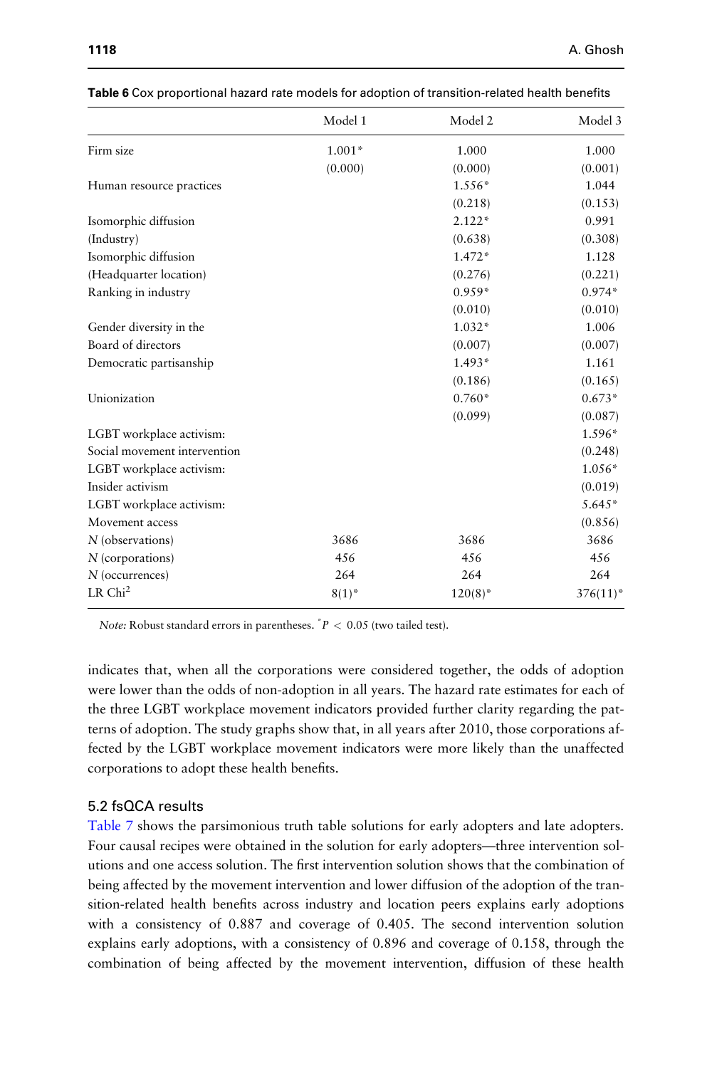**Table 6** Cox proportional hazard rate models for adoption of transition-related health benefits

| | Model 1 | Model 2 | Model 3 |
|---|---|---|---|
| Firm size | 1.001* | 1.000 | 1.000 |
| | (0.000) | (0.000) | (0.001) |
| Human resource practices | | 1.556* | 1.044 |
| | | (0.218) | (0.153) |
| Isomorphic diffusion (Industry) | | 2.122* | 0.991 |
| | | (0.638) | (0.308) |
| Isomorphic diffusion (Headquarter location) | | 1.472* | 1.128 |
| | | (0.276) | (0.221) |
| Ranking in industry | | 0.959* | 0.974* |
| | | (0.010) | (0.010) |
| Gender diversity in the Board of directors | | 1.032* | 1.006 |
| | | (0.007) | (0.007) |
| Democratic partisanship | | 1.493* | 1.161 |
| | | (0.186) | (0.165) |
| Unionization | | 0.760* | 0.673* |
| | | (0.099) | (0.087) |
| LGBT workplace activism: Social movement intervention | | | 1.596* |
| | | | (0.248) |
| LGBT workplace activism: Insider activism | | | 1.056* |
| | | | (0.019) |
| LGBT workplace activism: Movement access | | | 5.645* |
| | | | (0.856) |
| *N* (observations) | 3686 | 3686 | 3686 |
| *N* (corporations) | 456 | 456 | 456 |
| *N* (occurrences) | 264 | 264 | 264 |
| LR $Chi^2$ | 8(1)* | 120(8)* | 376(11)* |

*Note:* Robust standard errors in parentheses. $^{*}P < 0.05$ (two tailed test).

indicates that, when all the corporations were considered together, the odds of adoption were lower than the odds of non-adoption in all years. The hazard rate estimates for each of the three LGBT workplace movement indicators provided further clarity regarding the patterns of adoption. The study graphs show that, in all years after 2010, those corporations affected by the LGBT workplace movement indicators were more likely than the unaffected corporations to adopt these health benefits.

### 5.2 fsQCA results

Table 7 shows the parsimonious truth table solutions for early adopters and late adopters. Four causal recipes were obtained in the solution for early adopters—three intervention solutions and one access solution. The first intervention solution shows that the combination of being affected by the movement intervention and lower diffusion of the adoption of the transition-related health benefits across industry and location peers explains early adoptions with a consistency of 0.887 and coverage of 0.405. The second intervention solution explains early adoptions, with a consistency of 0.896 and coverage of 0.158, through the combination of being affected by the movement intervention, diffusion of these health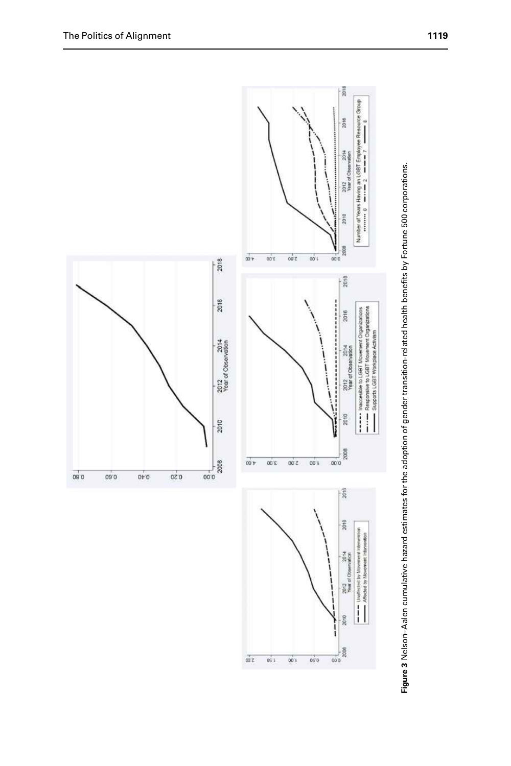**Figure 3** Nelson–Aalen cumulative hazard estimates for the adoption of gender transition-related health benefits by Fortune 500 corporations.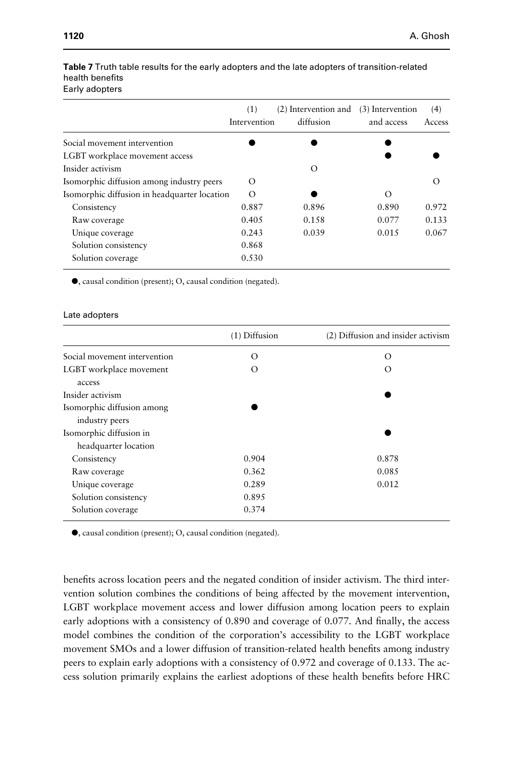**Table 7** Truth table results for the early adopters and the late adopters of transition-related health benefits

Early adopters

| | (1) Intervention | (2) Intervention and diffusion | (3) Intervention and access | (4) Access |
|---|---|---|---|---|
| Social movement intervention | ● | ● | ● | |
| LGBT workplace movement access | | | ● | ● |
| Insider activism | | O | | |
| Isomorphic diffusion among industry peers | O | | | O |
| Isomorphic diffusion in headquarter location | O | ● | O | |
| Consistency | 0.887 | 0.896 | 0.890 | 0.972 |
| Raw coverage | 0.405 | 0.158 | 0.077 | 0.133 |
| Unique coverage | 0.243 | 0.039 | 0.015 | 0.067 |
| Solution consistency | 0.868 | | | |
| Solution coverage | 0.530 | | | |

●, causal condition (present); O, causal condition (negated).

Late adopters

| | (1) Diffusion | (2) Diffusion and insider activism |
|---|---|---|
| Social movement intervention | O | O |
| LGBT workplace movement access | O | O |
| Insider activism | | ● |
| Isomorphic diffusion among industry peers | ● | |
| Isomorphic diffusion in headquarter location | | ● |
| Consistency | 0.904 | 0.878 |
| Raw coverage | 0.362 | 0.085 |
| Unique coverage | 0.289 | 0.012 |
| Solution consistency | 0.895 | |
| Solution coverage | 0.374 | |

●, causal condition (present); O, causal condition (negated).

benefits across location peers and the negated condition of insider activism. The third intervention solution combines the conditions of being affected by the movement intervention, LGBT workplace movement access and lower diffusion among location peers to explain early adoptions with a consistency of 0.890 and coverage of 0.077. And finally, the access model combines the condition of the corporation's accessibility to the LGBT workplace movement SMOs and a lower diffusion of transition-related health benefits among industry peers to explain early adoptions with a consistency of 0.972 and coverage of 0.133. The access solution primarily explains the earliest adoptions of these health benefits before HRC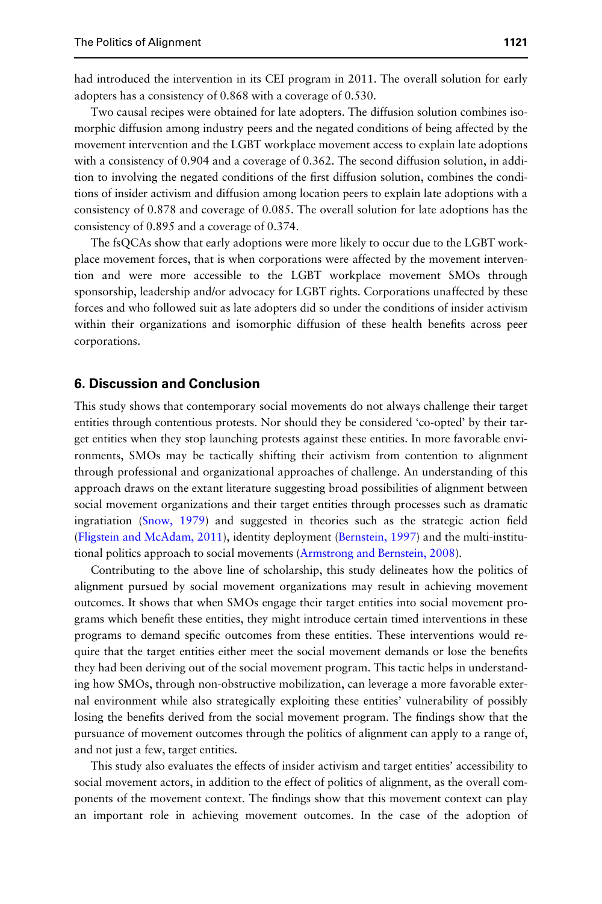had introduced the intervention in its CEI program in 2011. The overall solution for early adopters has a consistency of 0.868 with a coverage of 0.530.

Two causal recipes were obtained for late adopters. The diffusion solution combines isomorphic diffusion among industry peers and the negated conditions of being affected by the movement intervention and the LGBT workplace movement access to explain late adoptions with a consistency of 0.904 and a coverage of 0.362. The second diffusion solution, in addition to involving the negated conditions of the first diffusion solution, combines the conditions of insider activism and diffusion among location peers to explain late adoptions with a consistency of 0.878 and coverage of 0.085. The overall solution for late adoptions has the consistency of 0.895 and a coverage of 0.374.

The fsQCAs show that early adoptions were more likely to occur due to the LGBT workplace movement forces, that is when corporations were affected by the movement intervention and were more accessible to the LGBT workplace movement SMOs through sponsorship, leadership and/or advocacy for LGBT rights. Corporations unaffected by these forces and who followed suit as late adopters did so under the conditions of insider activism within their organizations and isomorphic diffusion of these health benefits across peer corporations.

## 6. Discussion and Conclusion

This study shows that contemporary social movements do not always challenge their target entities through contentious protests. Nor should they be considered 'co-opted' by their target entities when they stop launching protests against these entities. In more favorable environments, SMOs may be tactically shifting their activism from contention to alignment through professional and organizational approaches of challenge. An understanding of this approach draws on the extant literature suggesting broad possibilities of alignment between social movement organizations and their target entities through processes such as dramatic ingratiation (Snow, 1979) and suggested in theories such as the strategic action field (Fligstein and McAdam, 2011), identity deployment (Bernstein, 1997) and the multi-institutional politics approach to social movements (Armstrong and Bernstein, 2008).

Contributing to the above line of scholarship, this study delineates how the politics of alignment pursued by social movement organizations may result in achieving movement outcomes. It shows that when SMOs engage their target entities into social movement programs which benefit these entities, they might introduce certain timed interventions in these programs to demand specific outcomes from these entities. These interventions would require that the target entities either meet the social movement demands or lose the benefits they had been deriving out of the social movement program. This tactic helps in understanding how SMOs, through non-obstructive mobilization, can leverage a more favorable external environment while also strategically exploiting these entities' vulnerability of possibly losing the benefits derived from the social movement program. The findings show that the pursuance of movement outcomes through the politics of alignment can apply to a range of, and not just a few, target entities.

This study also evaluates the effects of insider activism and target entities' accessibility to social movement actors, in addition to the effect of politics of alignment, as the overall components of the movement context. The findings show that this movement context can play an important role in achieving movement outcomes. In the case of the adoption of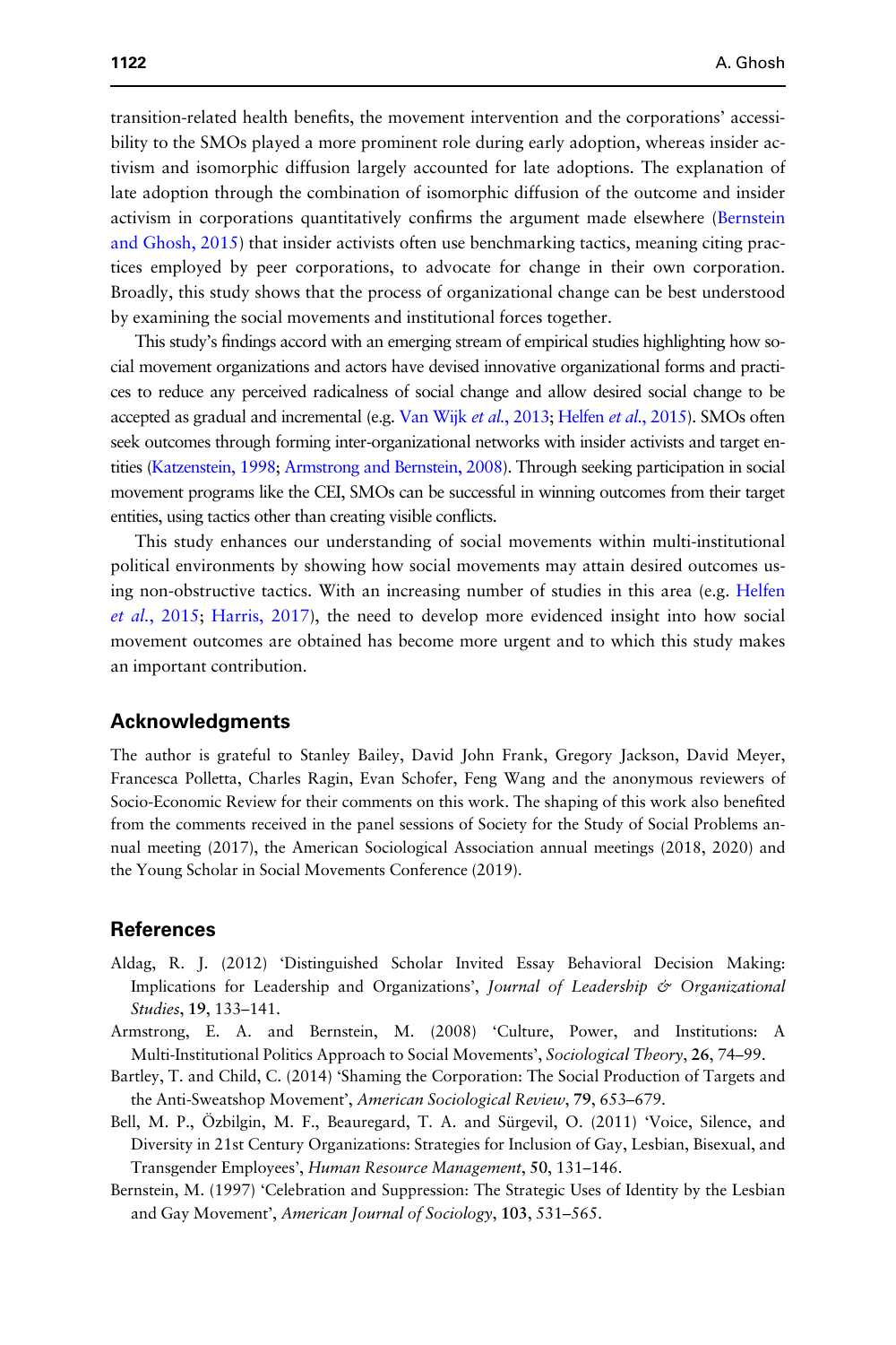transition-related health benefits, the movement intervention and the corporations' accessibility to the SMOs played a more prominent role during early adoption, whereas insider activism and isomorphic diffusion largely accounted for late adoptions. The explanation of late adoption through the combination of isomorphic diffusion of the outcome and insider activism in corporations quantitatively confirms the argument made elsewhere (Bernstein and Ghosh, 2015) that insider activists often use benchmarking tactics, meaning citing practices employed by peer corporations, to advocate for change in their own corporation. Broadly, this study shows that the process of organizational change can be best understood by examining the social movements and institutional forces together.

This study's findings accord with an emerging stream of empirical studies highlighting how social movement organizations and actors have devised innovative organizational forms and practices to reduce any perceived radicalness of social change and allow desired social change to be accepted as gradual and incremental (e.g. Van Wijk *et al.*, 2013; Helfen *et al.*, 2015). SMOs often seek outcomes through forming inter-organizational networks with insider activists and target entities (Katzenstein, 1998; Armstrong and Bernstein, 2008). Through seeking participation in social movement programs like the CEI, SMOs can be successful in winning outcomes from their target entities, using tactics other than creating visible conflicts.

This study enhances our understanding of social movements within multi-institutional political environments by showing how social movements may attain desired outcomes using non-obstructive tactics. With an increasing number of studies in this area (e.g. Helfen *et al.*, 2015; Harris, 2017), the need to develop more evidenced insight into how social movement outcomes are obtained has become more urgent and to which this study makes an important contribution.

## Acknowledgments

The author is grateful to Stanley Bailey, David John Frank, Gregory Jackson, David Meyer, Francesca Polletta, Charles Ragin, Evan Schofer, Feng Wang and the anonymous reviewers of Socio-Economic Review for their comments on this work. The shaping of this work also benefited from the comments received in the panel sessions of Society for the Study of Social Problems annual meeting (2017), the American Sociological Association annual meetings (2018, 2020) and the Young Scholar in Social Movements Conference (2019).

## References

Aldag, R. J. (2012) 'Distinguished Scholar Invited Essay Behavioral Decision Making: Implications for Leadership and Organizations', *Journal of Leadership & Organizational Studies*, **19**, 133–141.

Armstrong, E. A. and Bernstein, M. (2008) 'Culture, Power, and Institutions: A Multi-Institutional Politics Approach to Social Movements', *Sociological Theory*, **26**, 74–99.

Bartley, T. and Child, C. (2014) 'Shaming the Corporation: The Social Production of Targets and the Anti-Sweatshop Movement', *American Sociological Review*, **79**, 653–679.

Bell, M. P., Özbilgin, M. F., Beauregard, T. A. and Sürgevil, O. (2011) 'Voice, Silence, and Diversity in 21st Century Organizations: Strategies for Inclusion of Gay, Lesbian, Bisexual, and Transgender Employees', *Human Resource Management*, **50**, 131–146.

Bernstein, M. (1997) 'Celebration and Suppression: The Strategic Uses of Identity by the Lesbian and Gay Movement', *American Journal of Sociology*, **103**, 531–565.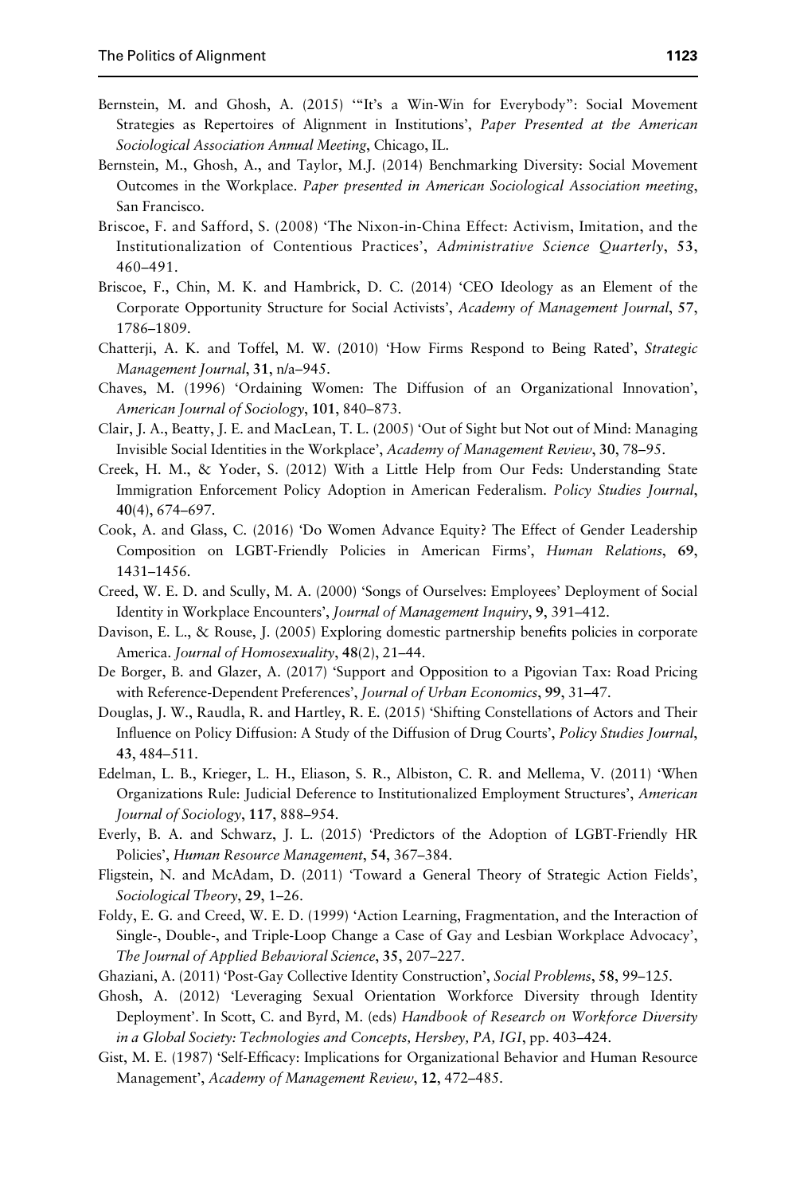Bernstein, M. and Ghosh, A. (2015) '"It's a Win-Win for Everybody": Social Movement Strategies as Repertoires of Alignment in Institutions', *Paper Presented at the American Sociological Association Annual Meeting*, Chicago, IL.

Bernstein, M., Ghosh, A., and Taylor, M.J. (2014) Benchmarking Diversity: Social Movement Outcomes in the Workplace. *Paper presented in American Sociological Association meeting*, San Francisco.

Briscoe, F. and Safford, S. (2008) 'The Nixon-in-China Effect: Activism, Imitation, and the Institutionalization of Contentious Practices', *Administrative Science Quarterly*, **53**, 460–491.

Briscoe, F., Chin, M. K. and Hambrick, D. C. (2014) 'CEO Ideology as an Element of the Corporate Opportunity Structure for Social Activists', *Academy of Management Journal*, **57**, 1786–1809.

Chatterji, A. K. and Toffel, M. W. (2010) 'How Firms Respond to Being Rated', *Strategic Management Journal*, **31**, n/a–945.

Chaves, M. (1996) 'Ordaining Women: The Diffusion of an Organizational Innovation', *American Journal of Sociology*, **101**, 840–873.

Clair, J. A., Beatty, J. E. and MacLean, T. L. (2005) 'Out of Sight but Not out of Mind: Managing Invisible Social Identities in the Workplace', *Academy of Management Review*, **30**, 78–95.

Creek, H. M., & Yoder, S. (2012) With a Little Help from Our Feds: Understanding State Immigration Enforcement Policy Adoption in American Federalism. *Policy Studies Journal*, **40**(4), 674–697.

Cook, A. and Glass, C. (2016) 'Do Women Advance Equity? The Effect of Gender Leadership Composition on LGBT-Friendly Policies in American Firms', *Human Relations*, **69**, 1431–1456.

Creed, W. E. D. and Scully, M. A. (2000) 'Songs of Ourselves: Employees' Deployment of Social Identity in Workplace Encounters', *Journal of Management Inquiry*, **9**, 391–412.

Davison, E. L., & Rouse, J. (2005) Exploring domestic partnership benefits policies in corporate America. *Journal of Homosexuality*, **48**(2), 21–44.

De Borger, B. and Glazer, A. (2017) 'Support and Opposition to a Pigovian Tax: Road Pricing with Reference-Dependent Preferences', *Journal of Urban Economics*, **99**, 31–47.

Douglas, J. W., Raudla, R. and Hartley, R. E. (2015) 'Shifting Constellations of Actors and Their Influence on Policy Diffusion: A Study of the Diffusion of Drug Courts', *Policy Studies Journal*, **43**, 484–511.

Edelman, L. B., Krieger, L. H., Eliason, S. R., Albiston, C. R. and Mellema, V. (2011) 'When Organizations Rule: Judicial Deference to Institutionalized Employment Structures', *American Journal of Sociology*, **117**, 888–954.

Everly, B. A. and Schwarz, J. L. (2015) 'Predictors of the Adoption of LGBT-Friendly HR Policies', *Human Resource Management*, **54**, 367–384.

Fligstein, N. and McAdam, D. (2011) 'Toward a General Theory of Strategic Action Fields', *Sociological Theory*, **29**, 1–26.

Foldy, E. G. and Creed, W. E. D. (1999) 'Action Learning, Fragmentation, and the Interaction of Single-, Double-, and Triple-Loop Change a Case of Gay and Lesbian Workplace Advocacy', *The Journal of Applied Behavioral Science*, **35**, 207–227.

Ghaziani, A. (2011) 'Post-Gay Collective Identity Construction', *Social Problems*, **58**, 99–125.

Ghosh, A. (2012) 'Leveraging Sexual Orientation Workforce Diversity through Identity Deployment'. In Scott, C. and Byrd, M. (eds) *Handbook of Research on Workforce Diversity in a Global Society: Technologies and Concepts, Hershey, PA, IGI*, pp. 403–424.

Gist, M. E. (1987) 'Self-Efficacy: Implications for Organizational Behavior and Human Resource Management', *Academy of Management Review*, **12**, 472–485.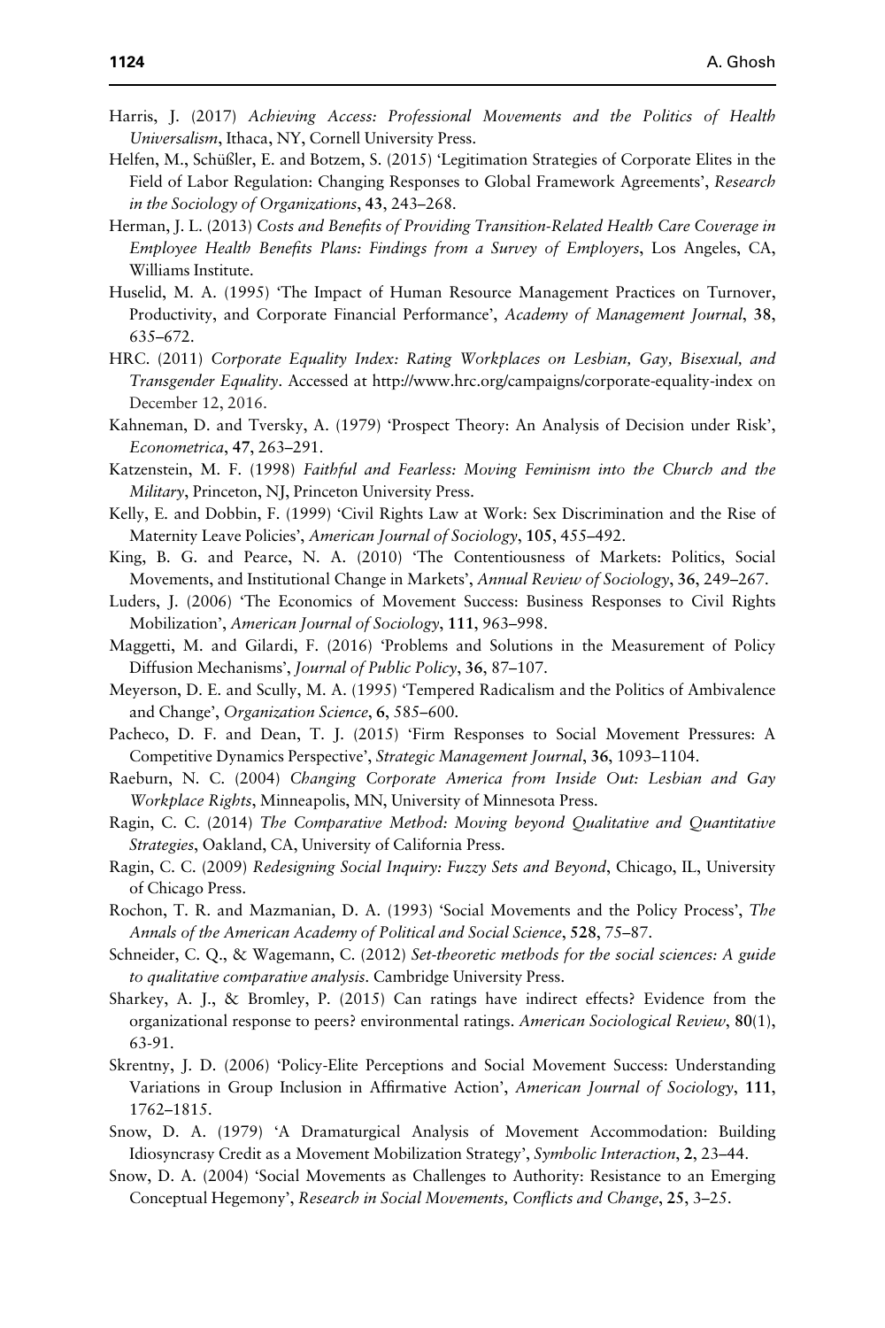Harris, J. (2017) *Achieving Access: Professional Movements and the Politics of Health Universalism*, Ithaca, NY, Cornell University Press.

Helfen, M., Schüßler, E. and Botzem, S. (2015) 'Legitimation Strategies of Corporate Elites in the Field of Labor Regulation: Changing Responses to Global Framework Agreements', *Research in the Sociology of Organizations*, **43**, 243–268.

Herman, J. L. (2013) *Costs and Benefits of Providing Transition-Related Health Care Coverage in Employee Health Benefits Plans: Findings from a Survey of Employers*, Los Angeles, CA, Williams Institute.

Huselid, M. A. (1995) 'The Impact of Human Resource Management Practices on Turnover, Productivity, and Corporate Financial Performance', *Academy of Management Journal*, **38**, 635–672.

HRC. (2011) *Corporate Equality Index: Rating Workplaces on Lesbian, Gay, Bisexual, and Transgender Equality*. Accessed at http://www.hrc.org/campaigns/corporate-equality-index on December 12, 2016.

Kahneman, D. and Tversky, A. (1979) 'Prospect Theory: An Analysis of Decision under Risk', *Econometrica*, **47**, 263–291.

Katzenstein, M. F. (1998) *Faithful and Fearless: Moving Feminism into the Church and the Military*, Princeton, NJ, Princeton University Press.

Kelly, E. and Dobbin, F. (1999) 'Civil Rights Law at Work: Sex Discrimination and the Rise of Maternity Leave Policies', *American Journal of Sociology*, **105**, 455–492.

King, B. G. and Pearce, N. A. (2010) 'The Contentiousness of Markets: Politics, Social Movements, and Institutional Change in Markets', *Annual Review of Sociology*, **36**, 249–267.

Luders, J. (2006) 'The Economics of Movement Success: Business Responses to Civil Rights Mobilization', *American Journal of Sociology*, **111**, 963–998.

Maggetti, M. and Gilardi, F. (2016) 'Problems and Solutions in the Measurement of Policy Diffusion Mechanisms', *Journal of Public Policy*, **36**, 87–107.

Meyerson, D. E. and Scully, M. A. (1995) 'Tempered Radicalism and the Politics of Ambivalence and Change', *Organization Science*, **6**, 585–600.

Pacheco, D. F. and Dean, T. J. (2015) 'Firm Responses to Social Movement Pressures: A Competitive Dynamics Perspective', *Strategic Management Journal*, **36**, 1093–1104.

Raeburn, N. C. (2004) *Changing Corporate America from Inside Out: Lesbian and Gay Workplace Rights*, Minneapolis, MN, University of Minnesota Press.

Ragin, C. C. (2014) *The Comparative Method: Moving beyond Qualitative and Quantitative Strategies*, Oakland, CA, University of California Press.

Ragin, C. C. (2009) *Redesigning Social Inquiry: Fuzzy Sets and Beyond*, Chicago, IL, University of Chicago Press.

Rochon, T. R. and Mazmanian, D. A. (1993) 'Social Movements and the Policy Process', *The Annals of the American Academy of Political and Social Science*, **528**, 75–87.

Schneider, C. Q., & Wagemann, C. (2012) *Set-theoretic methods for the social sciences: A guide to qualitative comparative analysis*. Cambridge University Press.

Sharkey, A. J., & Bromley, P. (2015) Can ratings have indirect effects? Evidence from the organizational response to peers? environmental ratings. *American Sociological Review*, **80**(1), 63-91.

Skrentny, J. D. (2006) 'Policy-Elite Perceptions and Social Movement Success: Understanding Variations in Group Inclusion in Affirmative Action', *American Journal of Sociology*, **111**, 1762–1815.

Snow, D. A. (1979) 'A Dramaturgical Analysis of Movement Accommodation: Building Idiosyncrasy Credit as a Movement Mobilization Strategy', *Symbolic Interaction*, **2**, 23–44.

Snow, D. A. (2004) 'Social Movements as Challenges to Authority: Resistance to an Emerging Conceptual Hegemony', *Research in Social Movements, Conflicts and Change*, **25**, 3–25.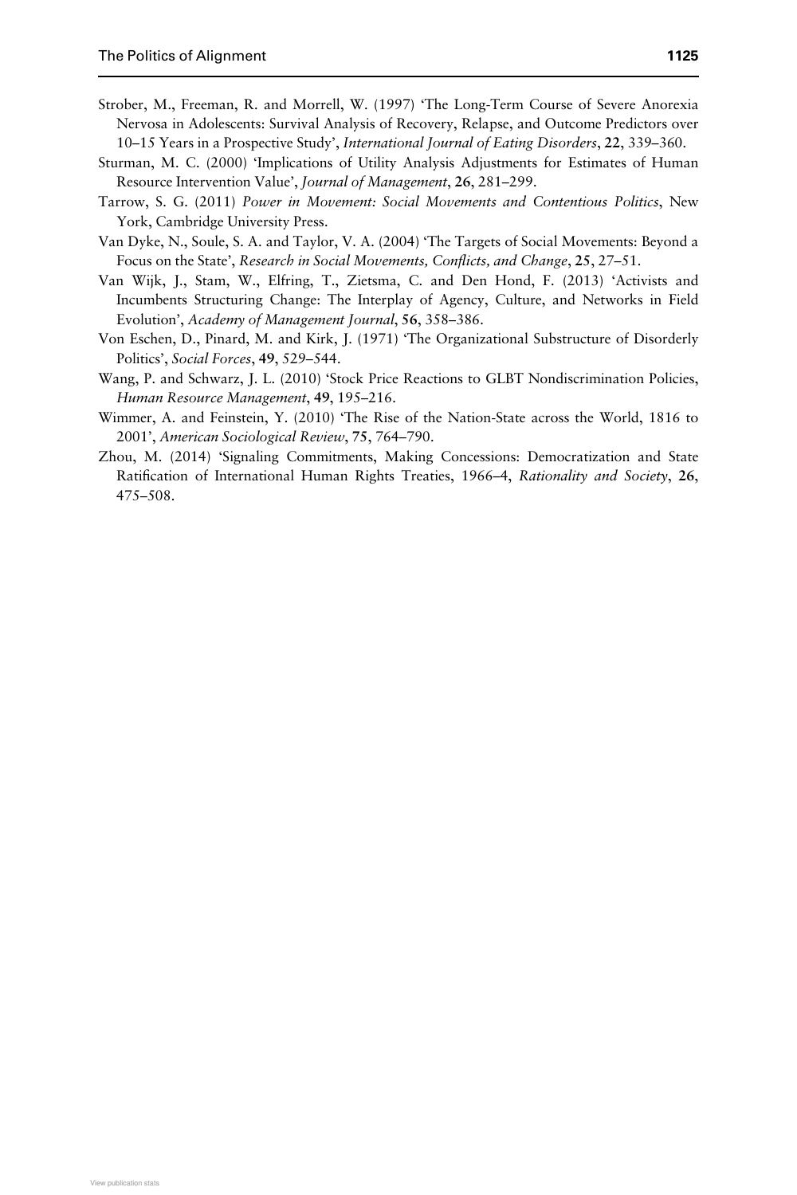Strober, M., Freeman, R. and Morrell, W. (1997) 'The Long-Term Course of Severe Anorexia Nervosa in Adolescents: Survival Analysis of Recovery, Relapse, and Outcome Predictors over 10–15 Years in a Prospective Study', *International Journal of Eating Disorders*, **22**, 339–360.

Sturman, M. C. (2000) 'Implications of Utility Analysis Adjustments for Estimates of Human Resource Intervention Value', *Journal of Management*, **26**, 281–299.

Tarrow, S. G. (2011) *Power in Movement: Social Movements and Contentious Politics*, New York, Cambridge University Press.

Van Dyke, N., Soule, S. A. and Taylor, V. A. (2004) 'The Targets of Social Movements: Beyond a Focus on the State', *Research in Social Movements, Conflicts, and Change*, **25**, 27–51.

Van Wijk, J., Stam, W., Elfring, T., Zietsma, C. and Den Hond, F. (2013) 'Activists and Incumbents Structuring Change: The Interplay of Agency, Culture, and Networks in Field Evolution', *Academy of Management Journal*, **56**, 358–386.

Von Eschen, D., Pinard, M. and Kirk, J. (1971) 'The Organizational Substructure of Disorderly Politics', *Social Forces*, **49**, 529–544.

Wang, P. and Schwarz, J. L. (2010) 'Stock Price Reactions to GLBT Nondiscrimination Policies, *Human Resource Management*, **49**, 195–216.

Wimmer, A. and Feinstein, Y. (2010) 'The Rise of the Nation-State across the World, 1816 to 2001', *American Sociological Review*, **75**, 764–790.

Zhou, M. (2014) 'Signaling Commitments, Making Concessions: Democratization and State Ratification of International Human Rights Treaties, 1966–4, *Rationality and Society*, **26**, 475–508.